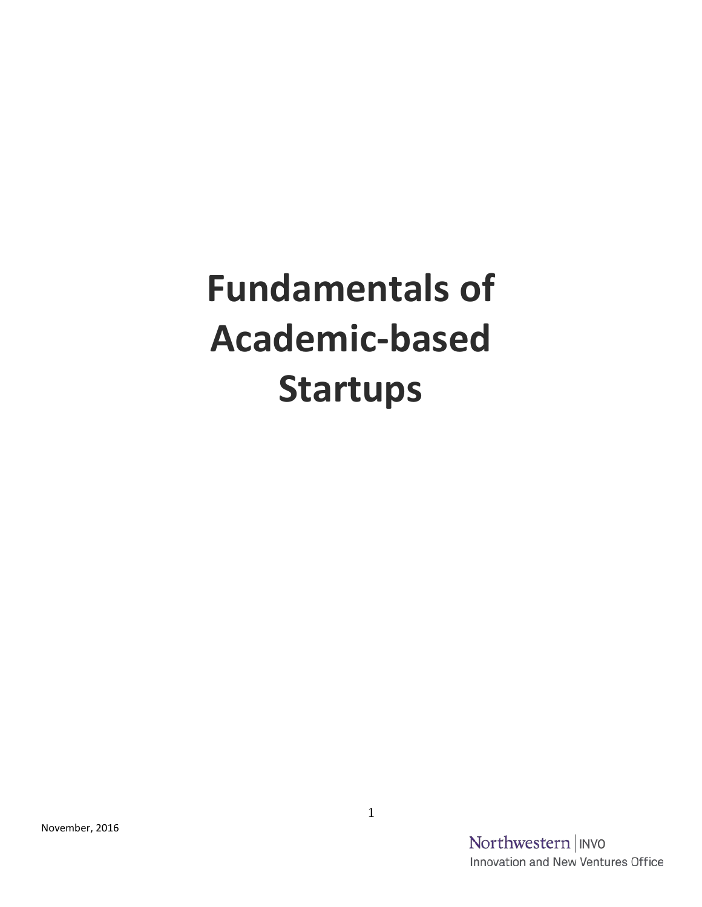# Fundamentals of Academic-based Startups

November, 2016

Northwestern | INVO

Innovation and New Ventures Office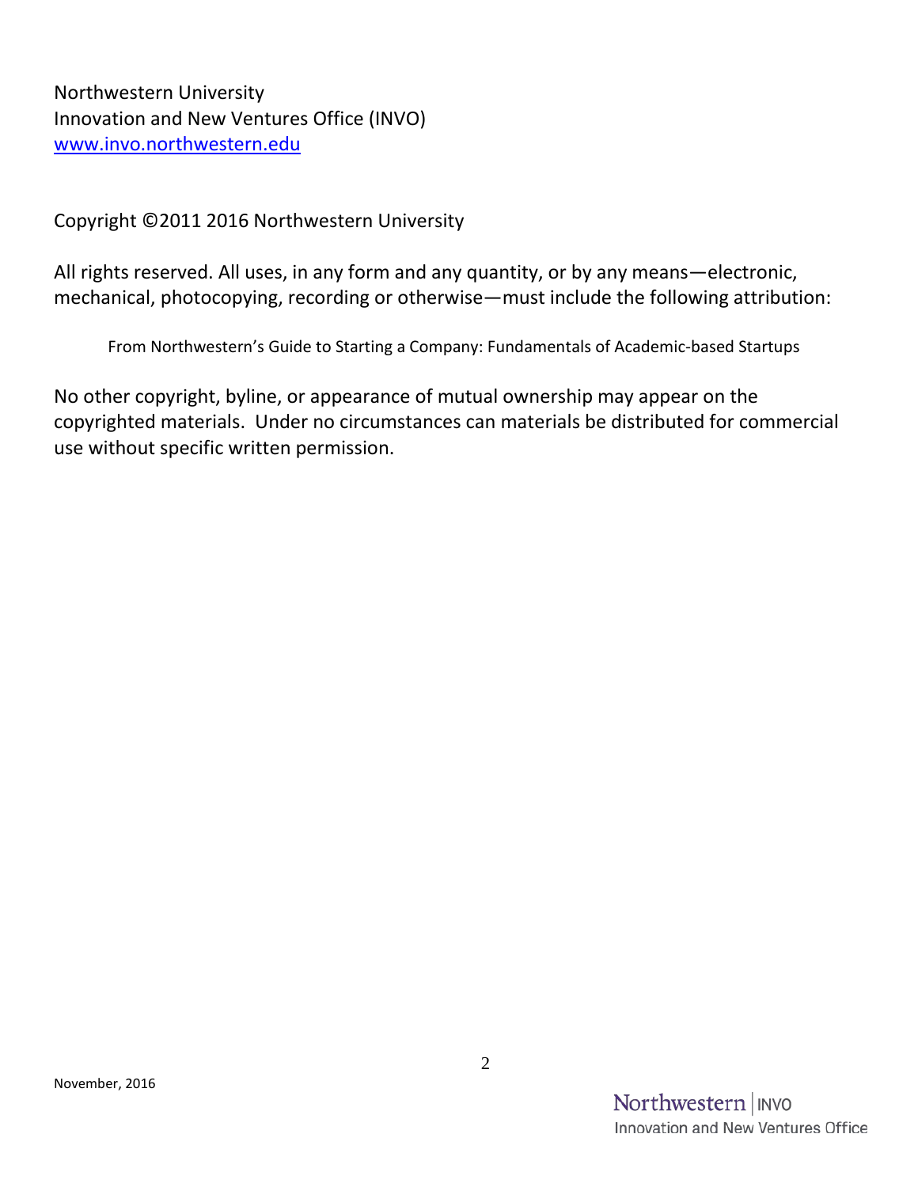Northwestern University
Innovation and New Ventures Office (INVO)
[www.invo.northwestern.edu](http://www.invo.northwestern.edu)

Copyright ©2011 2016 Northwestern University

All rights reserved. All uses, in any form and any quantity, or by any means—electronic, mechanical, photocopying, recording or otherwise—must include the following attribution:

> From Northwestern's Guide to Starting a Company: Fundamentals of Academic-based Startups

No other copyright, byline, or appearance of mutual ownership may appear on the copyrighted materials. Under no circumstances can materials be distributed for commercial use without specific written permission.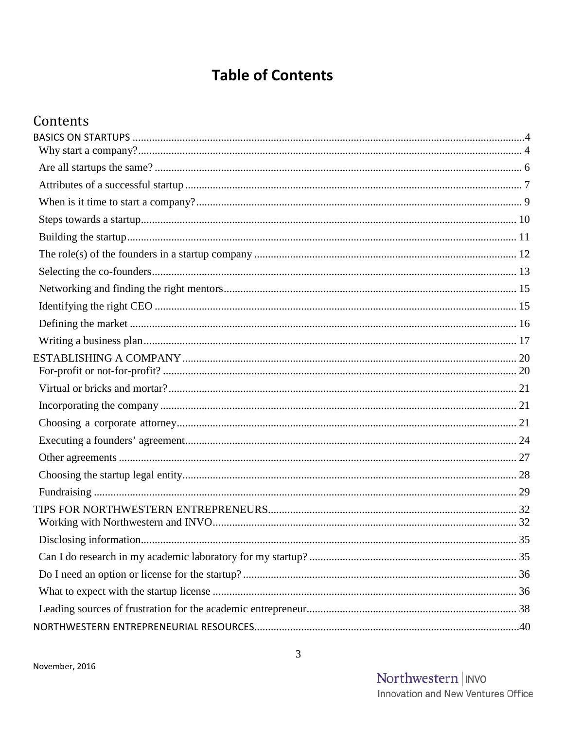# Table of Contents

## Contents

BASICS ON STARTUPS .......... 4
- Why start a company? .......... 4
- Are all startups the same? .......... 6
- Attributes of a successful startup .......... 7
- When is it time to start a company? .......... 9
- Steps towards a startup .......... 10
- Building the startup .......... 11
- The role(s) of the founders in a startup company .......... 12
- Selecting the co-founders .......... 13
- Networking and finding the right mentors .......... 15
- Identifying the right CEO .......... 15
- Defining the market .......... 16
- Writing a business plan .......... 17

ESTABLISHING A COMPANY .......... 20
- For-profit or not-for-profit? .......... 20
- Virtual or bricks and mortar? .......... 21
- Incorporating the company .......... 21
- Choosing a corporate attorney .......... 21
- Executing a founders' agreement .......... 24
- Other agreements .......... 27
- Choosing the startup legal entity .......... 28
- Fundraising .......... 29

TIPS FOR NORTHWESTERN ENTREPRENEURS .......... 32
- Working with Northwestern and INVO .......... 32
- Disclosing information .......... 35
- Can I do research in my academic laboratory for my startup? .......... 35
- Do I need an option or license for the startup? .......... 36
- What to expect with the startup license .......... 36
- Leading sources of frustration for the academic entrepreneur .......... 38

NORTHWESTERN ENTREPRENEURIAL RESOURCES .......... 40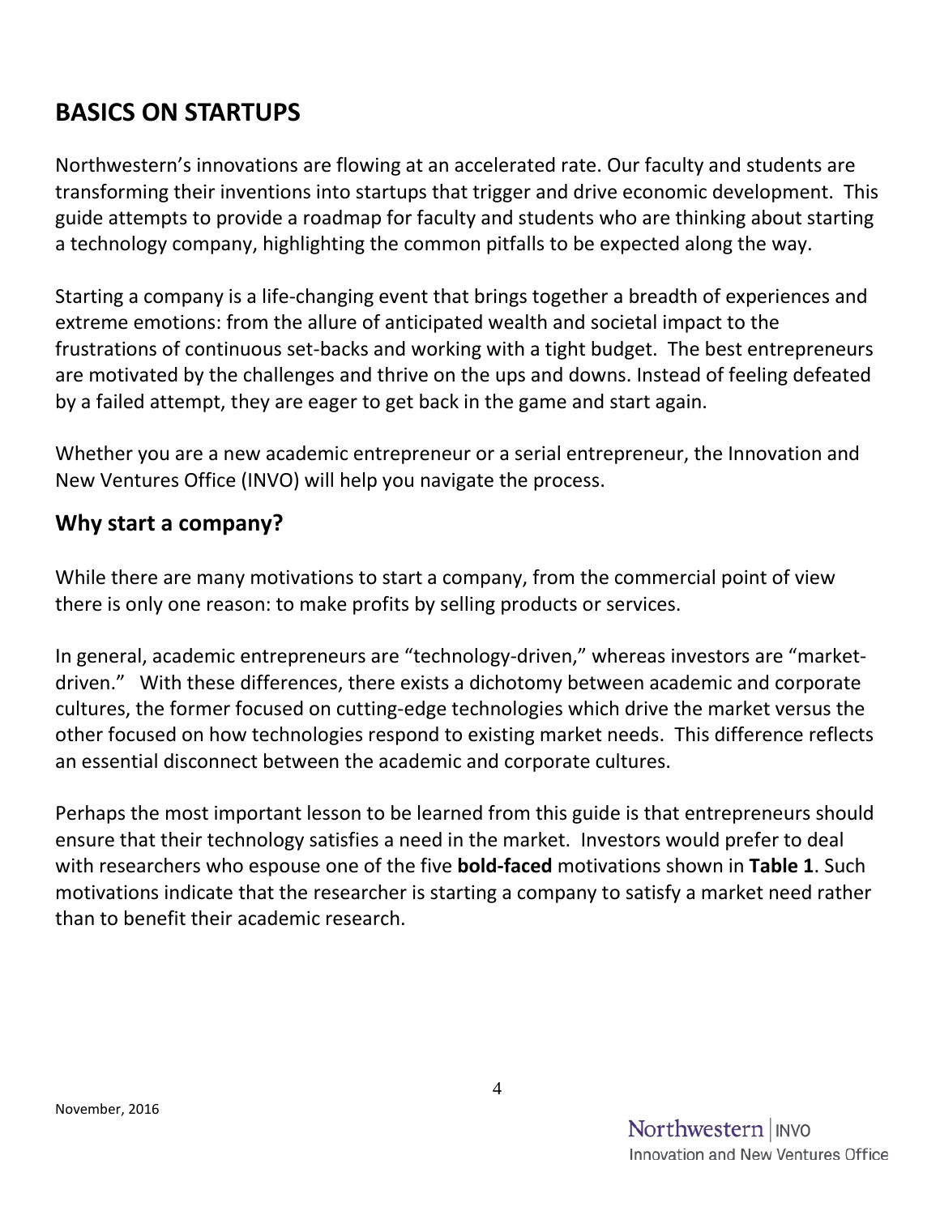## BASICS ON STARTUPS

Northwestern's innovations are flowing at an accelerated rate. Our faculty and students are transforming their inventions into startups that trigger and drive economic development. This guide attempts to provide a roadmap for faculty and students who are thinking about starting a technology company, highlighting the common pitfalls to be expected along the way.

Starting a company is a life-changing event that brings together a breadth of experiences and extreme emotions: from the allure of anticipated wealth and societal impact to the frustrations of continuous set-backs and working with a tight budget. The best entrepreneurs are motivated by the challenges and thrive on the ups and downs. Instead of feeling defeated by a failed attempt, they are eager to get back in the game and start again.

Whether you are a new academic entrepreneur or a serial entrepreneur, the Innovation and New Ventures Office (INVO) will help you navigate the process.

### Why start a company?

While there are many motivations to start a company, from the commercial point of view there is only one reason: to make profits by selling products or services.

In general, academic entrepreneurs are "technology-driven," whereas investors are "market-driven." With these differences, there exists a dichotomy between academic and corporate cultures, the former focused on cutting-edge technologies which drive the market versus the other focused on how technologies respond to existing market needs. This difference reflects an essential disconnect between the academic and corporate cultures.

Perhaps the most important lesson to be learned from this guide is that entrepreneurs should ensure that their technology satisfies a need in the market. Investors would prefer to deal with researchers who espouse one of the five **bold-faced** motivations shown in **Table 1**. Such motivations indicate that the researcher is starting a company to satisfy a market need rather than to benefit their academic research.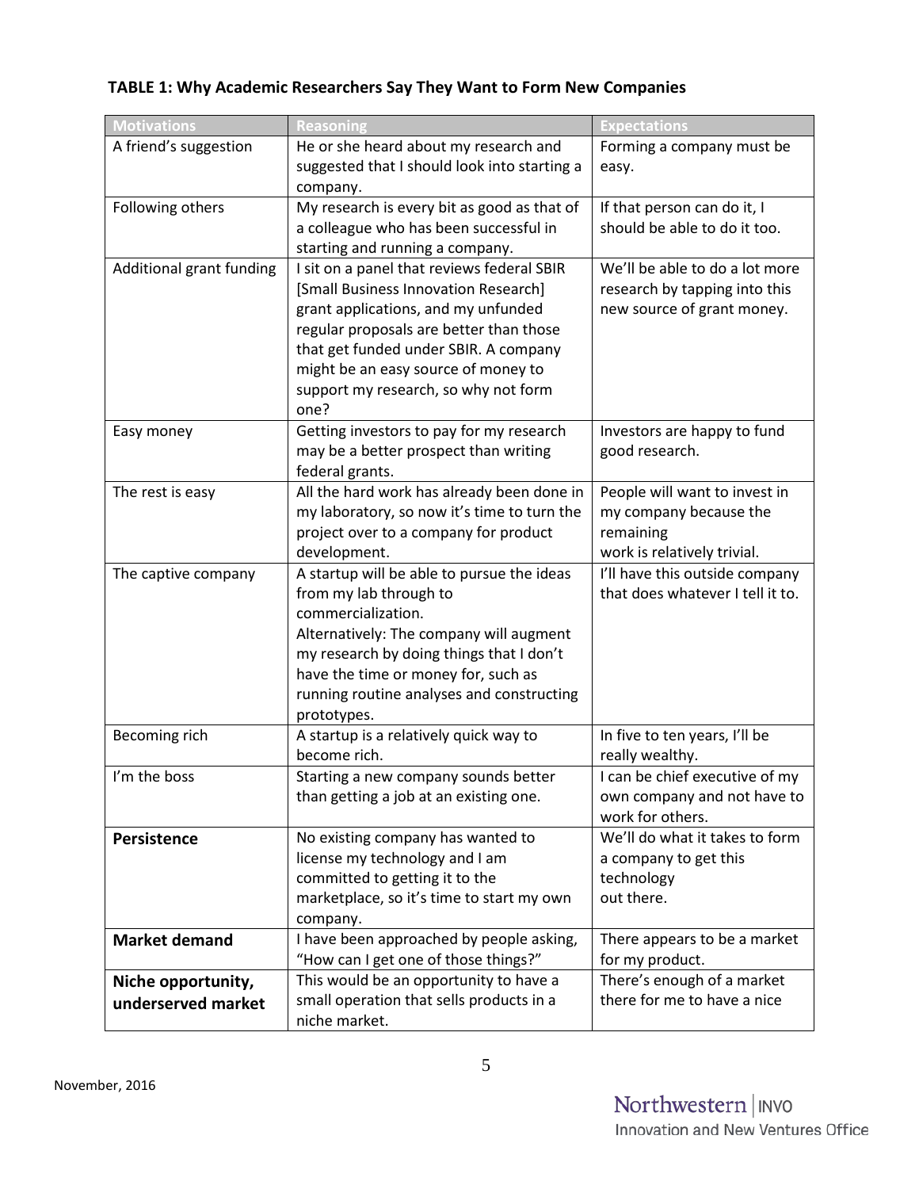**TABLE 1: Why Academic Researchers Say They Want to Form New Companies**

| Motivations | Reasoning | Expectations |
|---|---|---|
| A friend's suggestion | He or she heard about my research and suggested that I should look into starting a company. | Forming a company must be easy. |
| Following others | My research is every bit as good as that of a colleague who has been successful in starting and running a company. | If that person can do it, I should be able to do it too. |
| Additional grant funding | I sit on a panel that reviews federal SBIR [Small Business Innovation Research] grant applications, and my unfunded regular proposals are better than those that get funded under SBIR. A company might be an easy source of money to support my research, so why not form one? | We'll be able to do a lot more research by tapping into this new source of grant money. |
| Easy money | Getting investors to pay for my research may be a better prospect than writing federal grants. | Investors are happy to fund good research. |
| The rest is easy | All the hard work has already been done in my laboratory, so now it's time to turn the project over to a company for product development. | People will want to invest in my company because the remaining work is relatively trivial. |
| The captive company | A startup will be able to pursue the ideas from my lab through to commercialization. Alternatively: The company will augment my research by doing things that I don't have the time or money for, such as running routine analyses and constructing prototypes. | I'll have this outside company that does whatever I tell it to. |
| Becoming rich | A startup is a relatively quick way to become rich. | In five to ten years, I'll be really wealthy. |
| I'm the boss | Starting a new company sounds better than getting a job at an existing one. | I can be chief executive of my own company and not have to work for others. |
| **Persistence** | No existing company has wanted to license my technology and I am committed to getting it to the marketplace, so it's time to start my own company. | We'll do what it takes to form a company to get this technology out there. |
| **Market demand** | I have been approached by people asking, "How can I get one of those things?" | There appears to be a market for my product. |
| **Niche opportunity, underserved market** | This would be an opportunity to have a small operation that sells products in a niche market. | There's enough of a market there for me to have a nice |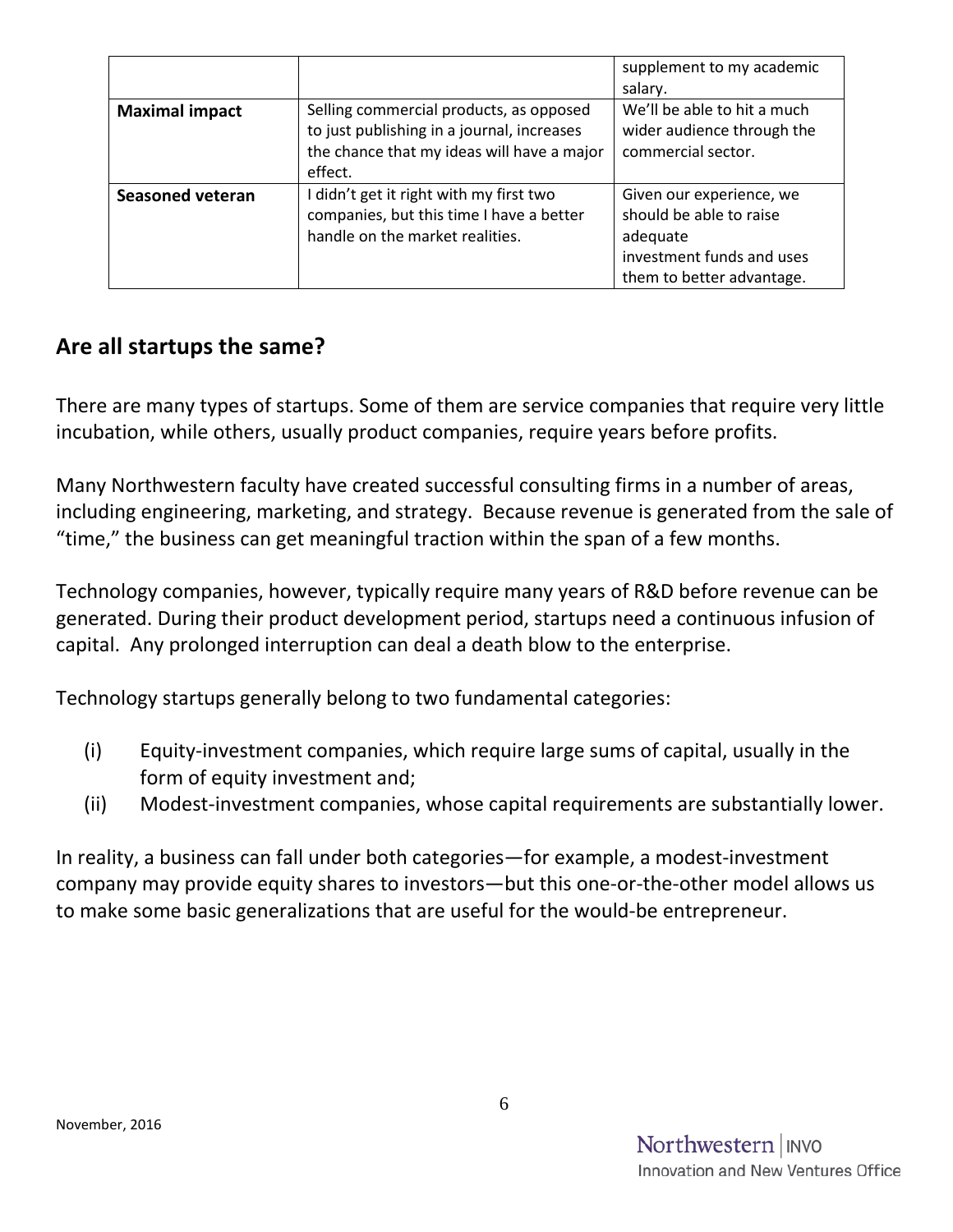| | | |
|---|---|---|
| | | supplement to my academic salary. |
| **Maximal impact** | Selling commercial products, as opposed to just publishing in a journal, increases the chance that my ideas will have a major effect. | We'll be able to hit a much wider audience through the commercial sector. |
| **Seasoned veteran** | I didn't get it right with my first two companies, but this time I have a better handle on the market realities. | Given our experience, we should be able to raise adequate investment funds and uses them to better advantage. |

## Are all startups the same?

There are many types of startups. Some of them are service companies that require very little incubation, while others, usually product companies, require years before profits.

Many Northwestern faculty have created successful consulting firms in a number of areas, including engineering, marketing, and strategy. Because revenue is generated from the sale of "time," the business can get meaningful traction within the span of a few months.

Technology companies, however, typically require many years of R&D before revenue can be generated. During their product development period, startups need a continuous infusion of capital. Any prolonged interruption can deal a death blow to the enterprise.

Technology startups generally belong to two fundamental categories:

(i) Equity-investment companies, which require large sums of capital, usually in the form of equity investment and;

(ii) Modest-investment companies, whose capital requirements are substantially lower.

In reality, a business can fall under both categories—for example, a modest-investment company may provide equity shares to investors—but this one-or-the-other model allows us to make some basic generalizations that are useful for the would-be entrepreneur.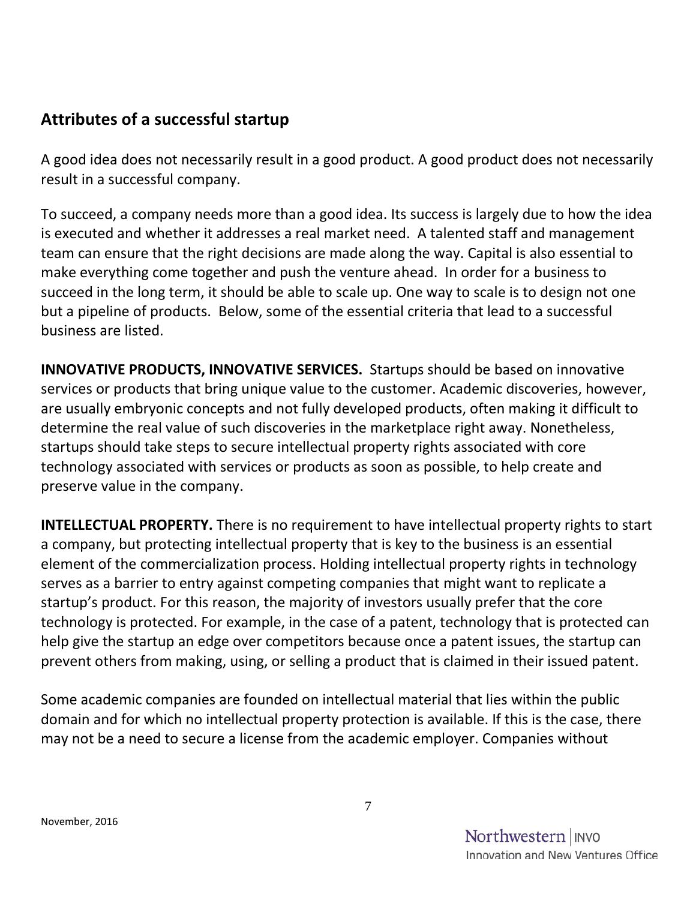## Attributes of a successful startup

A good idea does not necessarily result in a good product. A good product does not necessarily result in a successful company.

To succeed, a company needs more than a good idea. Its success is largely due to how the idea is executed and whether it addresses a real market need. A talented staff and management team can ensure that the right decisions are made along the way. Capital is also essential to make everything come together and push the venture ahead. In order for a business to succeed in the long term, it should be able to scale up. One way to scale is to design not one but a pipeline of products. Below, some of the essential criteria that lead to a successful business are listed.

**INNOVATIVE PRODUCTS, INNOVATIVE SERVICES.** Startups should be based on innovative services or products that bring unique value to the customer. Academic discoveries, however, are usually embryonic concepts and not fully developed products, often making it difficult to determine the real value of such discoveries in the marketplace right away. Nonetheless, startups should take steps to secure intellectual property rights associated with core technology associated with services or products as soon as possible, to help create and preserve value in the company.

**INTELLECTUAL PROPERTY.** There is no requirement to have intellectual property rights to start a company, but protecting intellectual property that is key to the business is an essential element of the commercialization process. Holding intellectual property rights in technology serves as a barrier to entry against competing companies that might want to replicate a startup's product. For this reason, the majority of investors usually prefer that the core technology is protected. For example, in the case of a patent, technology that is protected can help give the startup an edge over competitors because once a patent issues, the startup can prevent others from making, using, or selling a product that is claimed in their issued patent.

Some academic companies are founded on intellectual material that lies within the public domain and for which no intellectual property protection is available. If this is the case, there may not be a need to secure a license from the academic employer. Companies without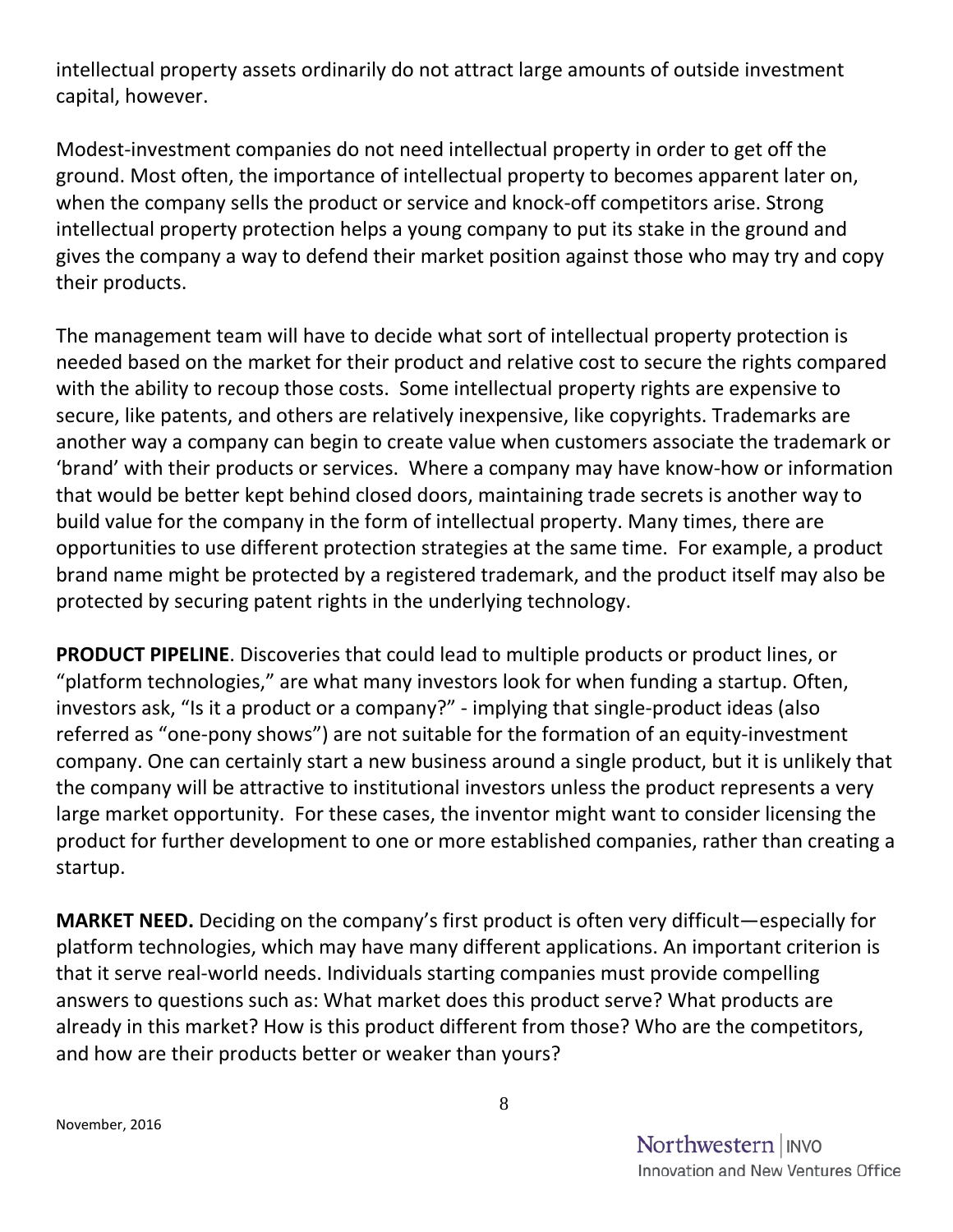intellectual property assets ordinarily do not attract large amounts of outside investment capital, however.

Modest-investment companies do not need intellectual property in order to get off the ground. Most often, the importance of intellectual property to becomes apparent later on, when the company sells the product or service and knock-off competitors arise. Strong intellectual property protection helps a young company to put its stake in the ground and gives the company a way to defend their market position against those who may try and copy their products.

The management team will have to decide what sort of intellectual property protection is needed based on the market for their product and relative cost to secure the rights compared with the ability to recoup those costs. Some intellectual property rights are expensive to secure, like patents, and others are relatively inexpensive, like copyrights. Trademarks are another way a company can begin to create value when customers associate the trademark or 'brand' with their products or services. Where a company may have know-how or information that would be better kept behind closed doors, maintaining trade secrets is another way to build value for the company in the form of intellectual property. Many times, there are opportunities to use different protection strategies at the same time. For example, a product brand name might be protected by a registered trademark, and the product itself may also be protected by securing patent rights in the underlying technology.

**PRODUCT PIPELINE**. Discoveries that could lead to multiple products or product lines, or "platform technologies," are what many investors look for when funding a startup. Often, investors ask, "Is it a product or a company?" - implying that single-product ideas (also referred as "one-pony shows") are not suitable for the formation of an equity-investment company. One can certainly start a new business around a single product, but it is unlikely that the company will be attractive to institutional investors unless the product represents a very large market opportunity. For these cases, the inventor might want to consider licensing the product for further development to one or more established companies, rather than creating a startup.

**MARKET NEED.** Deciding on the company's first product is often very difficult—especially for platform technologies, which may have many different applications. An important criterion is that it serve real-world needs. Individuals starting companies must provide compelling answers to questions such as: What market does this product serve? What products are already in this market? How is this product different from those? Who are the competitors, and how are their products better or weaker than yours?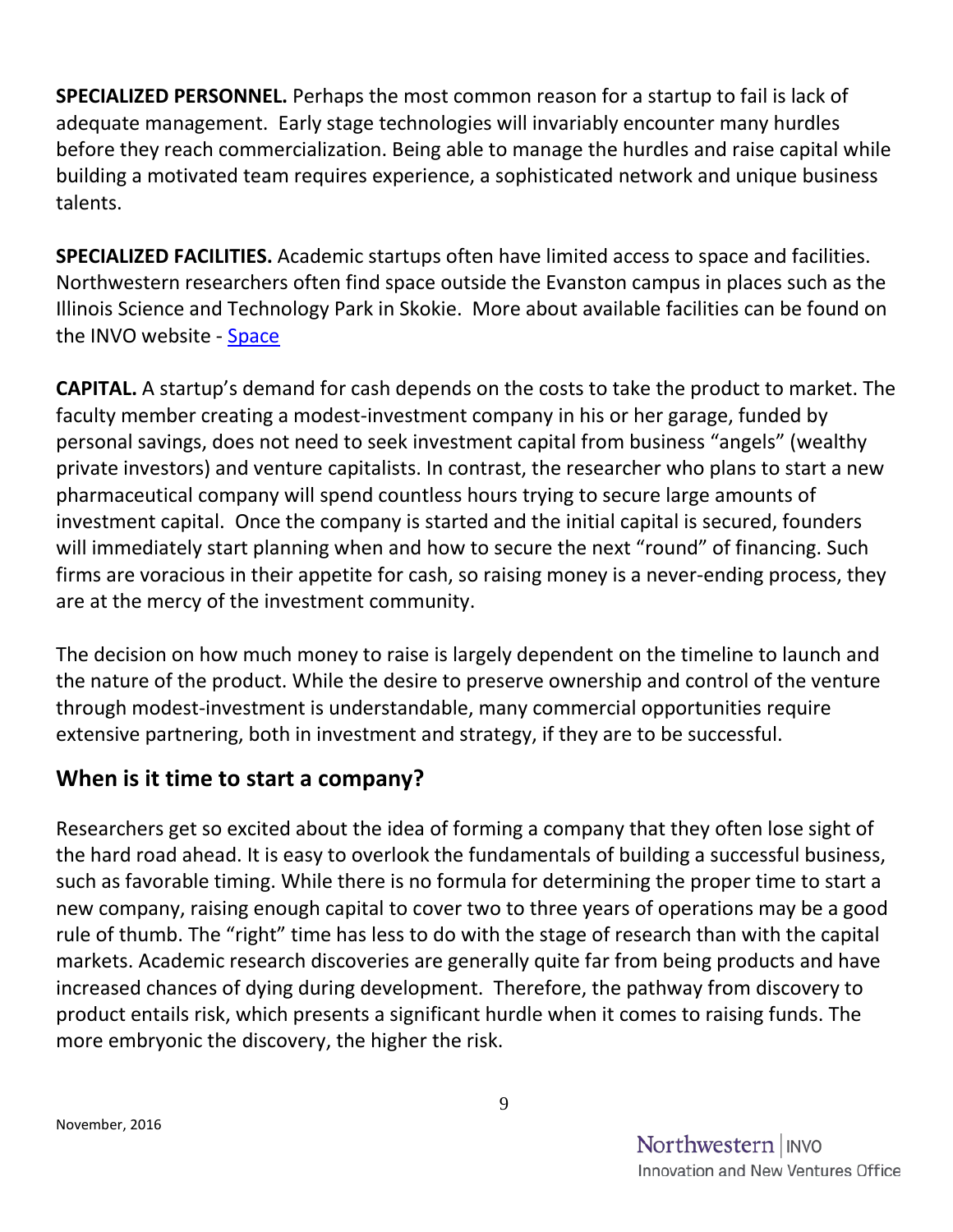**SPECIALIZED PERSONNEL.** Perhaps the most common reason for a startup to fail is lack of adequate management. Early stage technologies will invariably encounter many hurdles before they reach commercialization. Being able to manage the hurdles and raise capital while building a motivated team requires experience, a sophisticated network and unique business talents.

**SPECIALIZED FACILITIES.** Academic startups often have limited access to space and facilities. Northwestern researchers often find space outside the Evanston campus in places such as the Illinois Science and Technology Park in Skokie. More about available facilities can be found on the INVO website - Space

**CAPITAL.** A startup's demand for cash depends on the costs to take the product to market. The faculty member creating a modest-investment company in his or her garage, funded by personal savings, does not need to seek investment capital from business "angels" (wealthy private investors) and venture capitalists. In contrast, the researcher who plans to start a new pharmaceutical company will spend countless hours trying to secure large amounts of investment capital. Once the company is started and the initial capital is secured, founders will immediately start planning when and how to secure the next "round" of financing. Such firms are voracious in their appetite for cash, so raising money is a never-ending process, they are at the mercy of the investment community.

The decision on how much money to raise is largely dependent on the timeline to launch and the nature of the product. While the desire to preserve ownership and control of the venture through modest-investment is understandable, many commercial opportunities require extensive partnering, both in investment and strategy, if they are to be successful.

## When is it time to start a company?

Researchers get so excited about the idea of forming a company that they often lose sight of the hard road ahead. It is easy to overlook the fundamentals of building a successful business, such as favorable timing. While there is no formula for determining the proper time to start a new company, raising enough capital to cover two to three years of operations may be a good rule of thumb. The "right" time has less to do with the stage of research than with the capital markets. Academic research discoveries are generally quite far from being products and have increased chances of dying during development. Therefore, the pathway from discovery to product entails risk, which presents a significant hurdle when it comes to raising funds. The more embryonic the discovery, the higher the risk.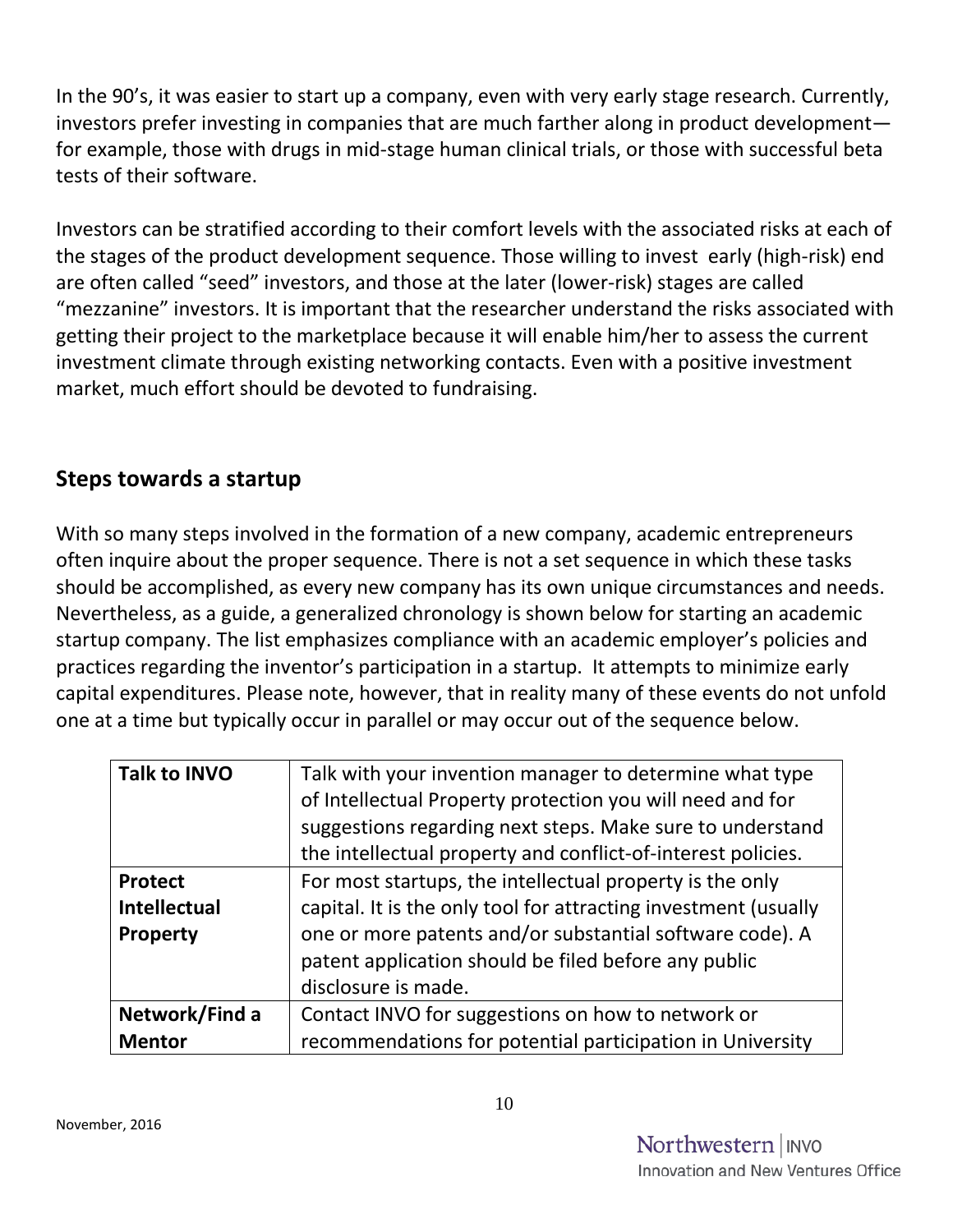In the 90's, it was easier to start up a company, even with very early stage research. Currently, investors prefer investing in companies that are much farther along in product development—for example, those with drugs in mid-stage human clinical trials, or those with successful beta tests of their software.

Investors can be stratified according to their comfort levels with the associated risks at each of the stages of the product development sequence. Those willing to invest early (high-risk) end are often called "seed" investors, and those at the later (lower-risk) stages are called "mezzanine" investors. It is important that the researcher understand the risks associated with getting their project to the marketplace because it will enable him/her to assess the current investment climate through existing networking contacts. Even with a positive investment market, much effort should be devoted to fundraising.

## Steps towards a startup

With so many steps involved in the formation of a new company, academic entrepreneurs often inquire about the proper sequence. There is not a set sequence in which these tasks should be accomplished, as every new company has its own unique circumstances and needs. Nevertheless, as a guide, a generalized chronology is shown below for starting an academic startup company. The list emphasizes compliance with an academic employer's policies and practices regarding the inventor's participation in a startup. It attempts to minimize early capital expenditures. Please note, however, that in reality many of these events do not unfold one at a time but typically occur in parallel or may occur out of the sequence below.

| | |
|---|---|
| **Talk to INVO** | Talk with your invention manager to determine what type of Intellectual Property protection you will need and for suggestions regarding next steps. Make sure to understand the intellectual property and conflict-of-interest policies. |
| **Protect Intellectual Property** | For most startups, the intellectual property is the only capital. It is the only tool for attracting investment (usually one or more patents and/or substantial software code). A patent application should be filed before any public disclosure is made. |
| **Network/Find a Mentor** | Contact INVO for suggestions on how to network or recommendations for potential participation in University |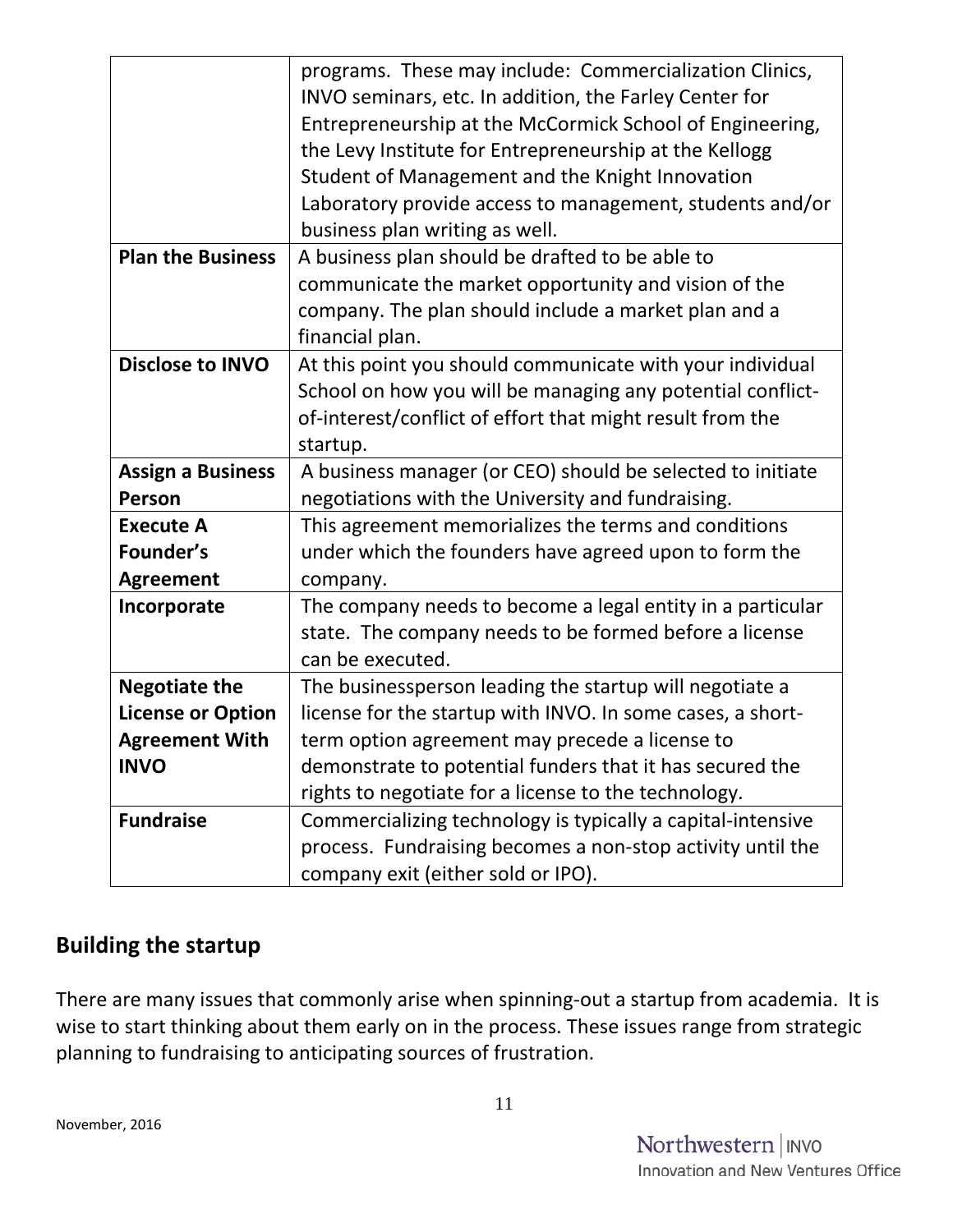| | |
|---|---|
| | programs. These may include: Commercialization Clinics, INVO seminars, etc. In addition, the Farley Center for Entrepreneurship at the McCormick School of Engineering, the Levy Institute for Entrepreneurship at the Kellogg Student of Management and the Knight Innovation Laboratory provide access to management, students and/or business plan writing as well. |
| **Plan the Business** | A business plan should be drafted to be able to communicate the market opportunity and vision of the company. The plan should include a market plan and a financial plan. |
| **Disclose to INVO** | At this point you should communicate with your individual School on how you will be managing any potential conflict-of-interest/conflict of effort that might result from the startup. |
| **Assign a Business Person** | A business manager (or CEO) should be selected to initiate negotiations with the University and fundraising. |
| **Execute A Founder's Agreement** | This agreement memorializes the terms and conditions under which the founders have agreed upon to form the company. |
| **Incorporate** | The company needs to become a legal entity in a particular state. The company needs to be formed before a license can be executed. |
| **Negotiate the License or Option Agreement With INVO** | The businessperson leading the startup will negotiate a license for the startup with INVO. In some cases, a short-term option agreement may precede a license to demonstrate to potential funders that it has secured the rights to negotiate for a license to the technology. |
| **Fundraise** | Commercializing technology is typically a capital-intensive process. Fundraising becomes a non-stop activity until the company exit (either sold or IPO). |

## Building the startup

There are many issues that commonly arise when spinning-out a startup from academia. It is wise to start thinking about them early on in the process. These issues range from strategic planning to fundraising to anticipating sources of frustration.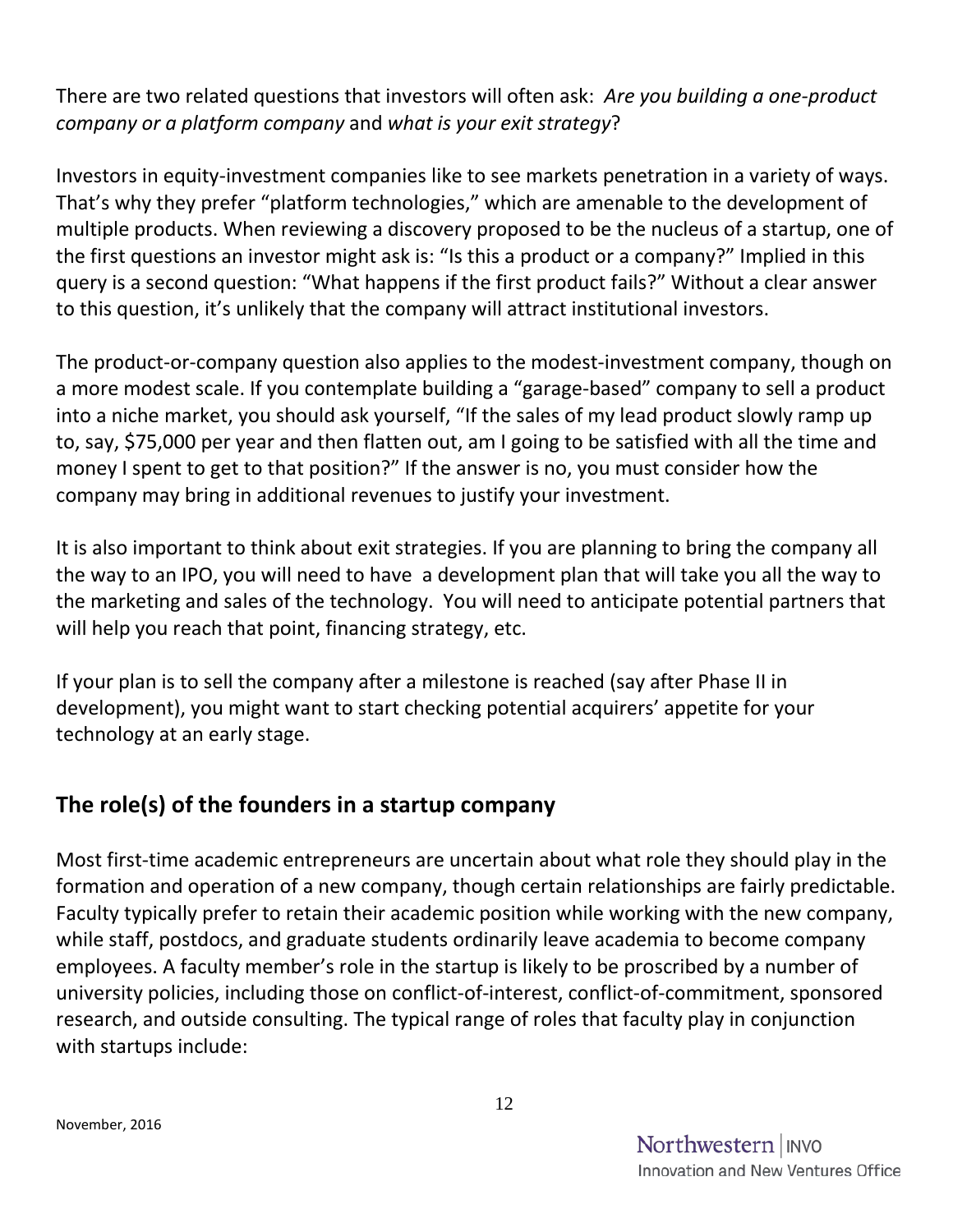There are two related questions that investors will often ask: *Are you building a one-product company or a platform company* and *what is your exit strategy*?

Investors in equity-investment companies like to see markets penetration in a variety of ways. That's why they prefer "platform technologies," which are amenable to the development of multiple products. When reviewing a discovery proposed to be the nucleus of a startup, one of the first questions an investor might ask is: "Is this a product or a company?" Implied in this query is a second question: "What happens if the first product fails?" Without a clear answer to this question, it's unlikely that the company will attract institutional investors.

The product-or-company question also applies to the modest-investment company, though on a more modest scale. If you contemplate building a "garage-based" company to sell a product into a niche market, you should ask yourself, "If the sales of my lead product slowly ramp up to, say, $75,000 per year and then flatten out, am I going to be satisfied with all the time and money I spent to get to that position?" If the answer is no, you must consider how the company may bring in additional revenues to justify your investment.

It is also important to think about exit strategies. If you are planning to bring the company all the way to an IPO, you will need to have a development plan that will take you all the way to the marketing and sales of the technology. You will need to anticipate potential partners that will help you reach that point, financing strategy, etc.

If your plan is to sell the company after a milestone is reached (say after Phase II in development), you might want to start checking potential acquirers' appetite for your technology at an early stage.

## The role(s) of the founders in a startup company

Most first-time academic entrepreneurs are uncertain about what role they should play in the formation and operation of a new company, though certain relationships are fairly predictable. Faculty typically prefer to retain their academic position while working with the new company, while staff, postdocs, and graduate students ordinarily leave academia to become company employees. A faculty member's role in the startup is likely to be proscribed by a number of university policies, including those on conflict-of-interest, conflict-of-commitment, sponsored research, and outside consulting. The typical range of roles that faculty play in conjunction with startups include: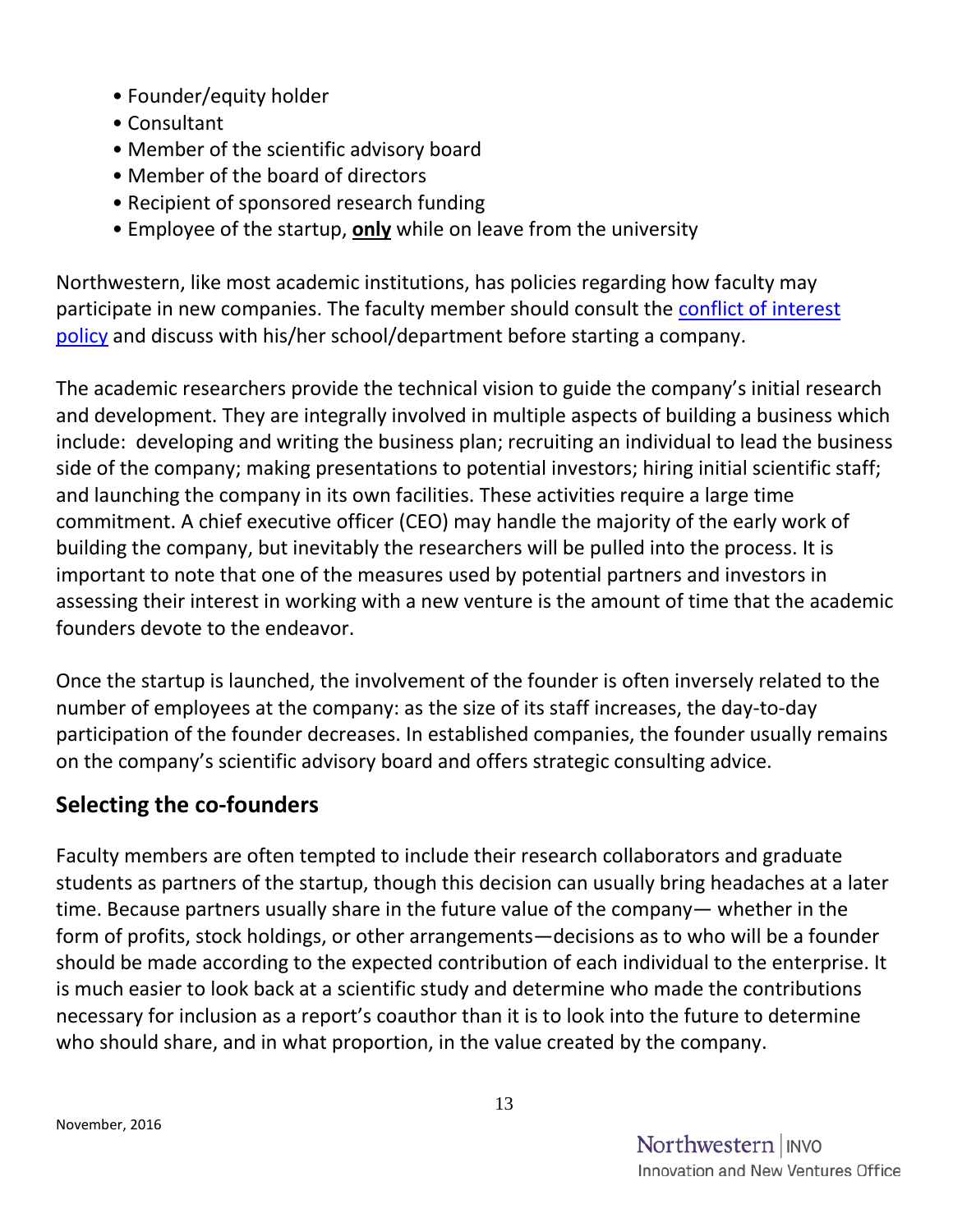- Founder/equity holder
- Consultant
- Member of the scientific advisory board
- Member of the board of directors
- Recipient of sponsored research funding
- Employee of the startup, **only** while on leave from the university

Northwestern, like most academic institutions, has policies regarding how faculty may participate in new companies. The faculty member should consult the conflict of interest policy and discuss with his/her school/department before starting a company.

The academic researchers provide the technical vision to guide the company's initial research and development. They are integrally involved in multiple aspects of building a business which include: developing and writing the business plan; recruiting an individual to lead the business side of the company; making presentations to potential investors; hiring initial scientific staff; and launching the company in its own facilities. These activities require a large time commitment. A chief executive officer (CEO) may handle the majority of the early work of building the company, but inevitably the researchers will be pulled into the process. It is important to note that one of the measures used by potential partners and investors in assessing their interest in working with a new venture is the amount of time that the academic founders devote to the endeavor.

Once the startup is launched, the involvement of the founder is often inversely related to the number of employees at the company: as the size of its staff increases, the day-to-day participation of the founder decreases. In established companies, the founder usually remains on the company's scientific advisory board and offers strategic consulting advice.

## Selecting the co-founders

Faculty members are often tempted to include their research collaborators and graduate students as partners of the startup, though this decision can usually bring headaches at a later time. Because partners usually share in the future value of the company— whether in the form of profits, stock holdings, or other arrangements—decisions as to who will be a founder should be made according to the expected contribution of each individual to the enterprise. It is much easier to look back at a scientific study and determine who made the contributions necessary for inclusion as a report's coauthor than it is to look into the future to determine who should share, and in what proportion, in the value created by the company.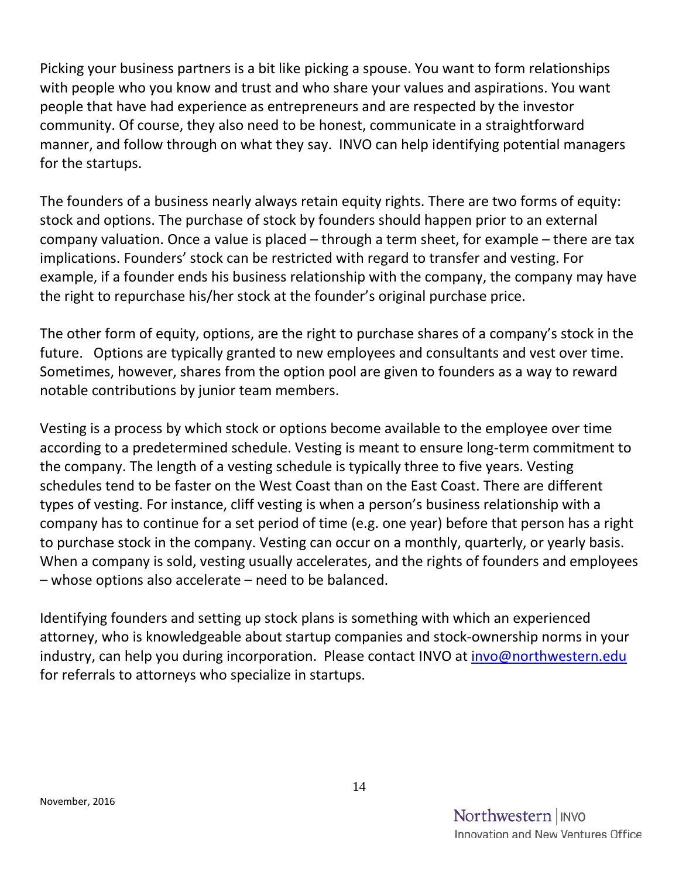Picking your business partners is a bit like picking a spouse. You want to form relationships with people who you know and trust and who share your values and aspirations. You want people that have had experience as entrepreneurs and are respected by the investor community. Of course, they also need to be honest, communicate in a straightforward manner, and follow through on what they say.  INVO can help identifying potential managers for the startups.

The founders of a business nearly always retain equity rights. There are two forms of equity: stock and options. The purchase of stock by founders should happen prior to an external company valuation. Once a value is placed – through a term sheet, for example – there are tax implications. Founders' stock can be restricted with regard to transfer and vesting. For example, if a founder ends his business relationship with the company, the company may have the right to repurchase his/her stock at the founder's original purchase price.

The other form of equity, options, are the right to purchase shares of a company's stock in the future.   Options are typically granted to new employees and consultants and vest over time. Sometimes, however, shares from the option pool are given to founders as a way to reward notable contributions by junior team members.

Vesting is a process by which stock or options become available to the employee over time according to a predetermined schedule. Vesting is meant to ensure long-term commitment to the company. The length of a vesting schedule is typically three to five years. Vesting schedules tend to be faster on the West Coast than on the East Coast. There are different types of vesting. For instance, cliff vesting is when a person's business relationship with a company has to continue for a set period of time (e.g. one year) before that person has a right to purchase stock in the company. Vesting can occur on a monthly, quarterly, or yearly basis. When a company is sold, vesting usually accelerates, and the rights of founders and employees – whose options also accelerate – need to be balanced.

Identifying founders and setting up stock plans is something with which an experienced attorney, who is knowledgeable about startup companies and stock-ownership norms in your industry, can help you during incorporation.  Please contact INVO at invo@northwestern.edu for referrals to attorneys who specialize in startups.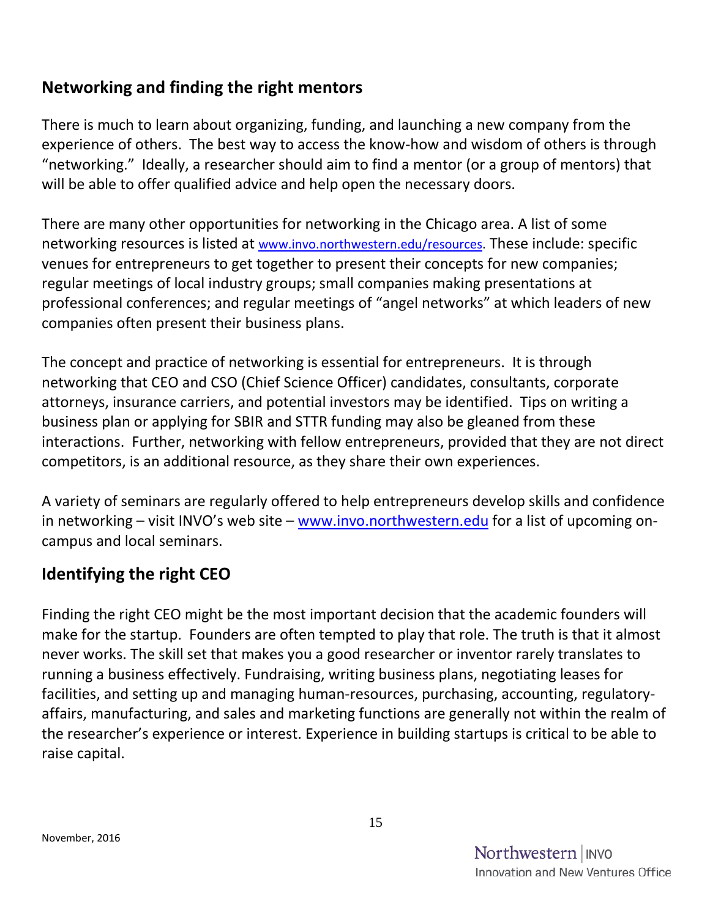## Networking and finding the right mentors

There is much to learn about organizing, funding, and launching a new company from the experience of others. The best way to access the know-how and wisdom of others is through "networking." Ideally, a researcher should aim to find a mentor (or a group of mentors) that will be able to offer qualified advice and help open the necessary doors.

There are many other opportunities for networking in the Chicago area. A list of some networking resources is listed at www.invo.northwestern.edu/resources. These include: specific venues for entrepreneurs to get together to present their concepts for new companies; regular meetings of local industry groups; small companies making presentations at professional conferences; and regular meetings of "angel networks" at which leaders of new companies often present their business plans.

The concept and practice of networking is essential for entrepreneurs. It is through networking that CEO and CSO (Chief Science Officer) candidates, consultants, corporate attorneys, insurance carriers, and potential investors may be identified. Tips on writing a business plan or applying for SBIR and STTR funding may also be gleaned from these interactions. Further, networking with fellow entrepreneurs, provided that they are not direct competitors, is an additional resource, as they share their own experiences.

A variety of seminars are regularly offered to help entrepreneurs develop skills and confidence in networking – visit INVO's web site – www.invo.northwestern.edu for a list of upcoming on-campus and local seminars.

## Identifying the right CEO

Finding the right CEO might be the most important decision that the academic founders will make for the startup. Founders are often tempted to play that role. The truth is that it almost never works. The skill set that makes you a good researcher or inventor rarely translates to running a business effectively. Fundraising, writing business plans, negotiating leases for facilities, and setting up and managing human-resources, purchasing, accounting, regulatory-affairs, manufacturing, and sales and marketing functions are generally not within the realm of the researcher's experience or interest. Experience in building startups is critical to be able to raise capital.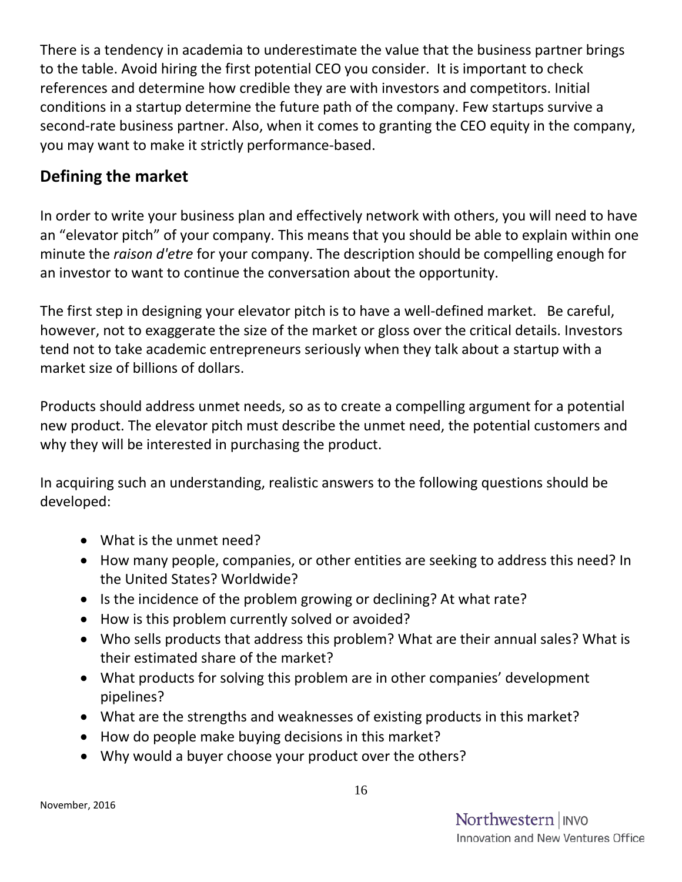There is a tendency in academia to underestimate the value that the business partner brings to the table. Avoid hiring the first potential CEO you consider. It is important to check references and determine how credible they are with investors and competitors. Initial conditions in a startup determine the future path of the company. Few startups survive a second-rate business partner. Also, when it comes to granting the CEO equity in the company, you may want to make it strictly performance-based.

## Defining the market

In order to write your business plan and effectively network with others, you will need to have an "elevator pitch" of your company. This means that you should be able to explain within one minute the *raison d'etre* for your company. The description should be compelling enough for an investor to want to continue the conversation about the opportunity.

The first step in designing your elevator pitch is to have a well-defined market. Be careful, however, not to exaggerate the size of the market or gloss over the critical details. Investors tend not to take academic entrepreneurs seriously when they talk about a startup with a market size of billions of dollars.

Products should address unmet needs, so as to create a compelling argument for a potential new product. The elevator pitch must describe the unmet need, the potential customers and why they will be interested in purchasing the product.

In acquiring such an understanding, realistic answers to the following questions should be developed:

- What is the unmet need?
- How many people, companies, or other entities are seeking to address this need? In the United States? Worldwide?
- Is the incidence of the problem growing or declining? At what rate?
- How is this problem currently solved or avoided?
- Who sells products that address this problem? What are their annual sales? What is their estimated share of the market?
- What products for solving this problem are in other companies' development pipelines?
- What are the strengths and weaknesses of existing products in this market?
- How do people make buying decisions in this market?
- Why would a buyer choose your product over the others?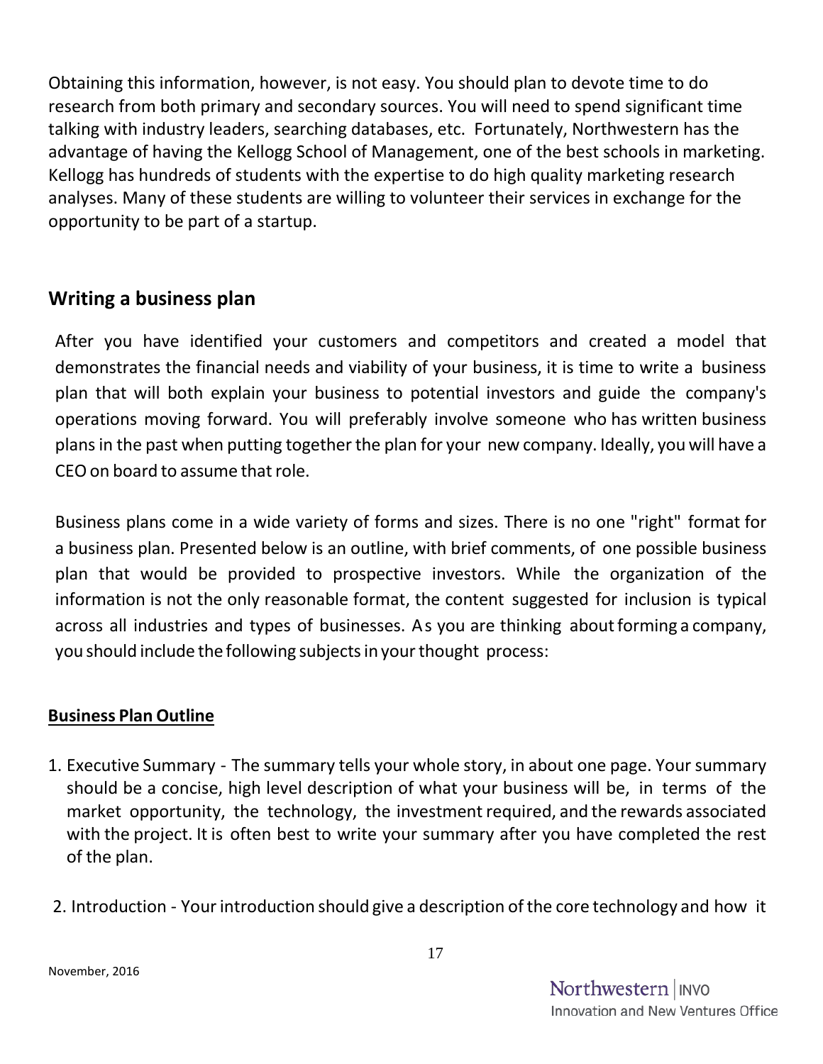Obtaining this information, however, is not easy. You should plan to devote time to do research from both primary and secondary sources. You will need to spend significant time talking with industry leaders, searching databases, etc. Fortunately, Northwestern has the advantage of having the Kellogg School of Management, one of the best schools in marketing. Kellogg has hundreds of students with the expertise to do high quality marketing research analyses. Many of these students are willing to volunteer their services in exchange for the opportunity to be part of a startup.

## Writing a business plan

After you have identified your customers and competitors and created a model that demonstrates the financial needs and viability of your business, it is time to write a business plan that will both explain your business to potential investors and guide the company's operations moving forward. You will preferably involve someone who has written business plans in the past when putting together the plan for your new company. Ideally, you will have a CEO on board to assume that role.

Business plans come in a wide variety of forms and sizes. There is no one "right" format for a business plan. Presented below is an outline, with brief comments, of one possible business plan that would be provided to prospective investors. While the organization of the information is not the only reasonable format, the content suggested for inclusion is typical across all industries and types of businesses. As you are thinking about forming a company, you should include the following subjects in your thought process:

**Business Plan Outline**

1. Executive Summary - The summary tells your whole story, in about one page. Your summary should be a concise, high level description of what your business will be, in terms of the market opportunity, the technology, the investment required, and the rewards associated with the project. It is often best to write your summary after you have completed the rest of the plan.

2. Introduction - Your introduction should give a description of the core technology and how it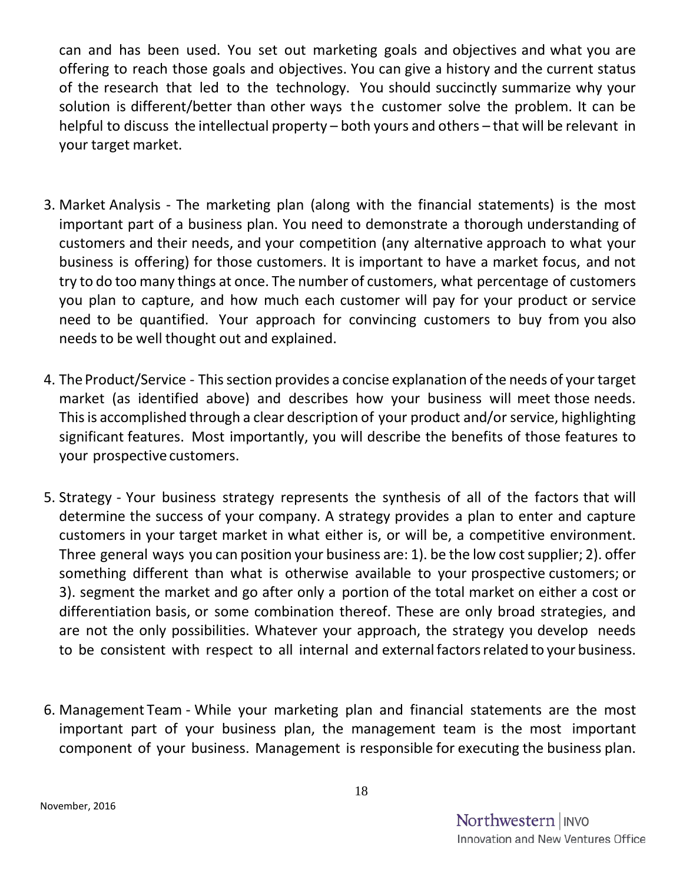can and has been used. You set out marketing goals and objectives and what you are offering to reach those goals and objectives. You can give a history and the current status of the research that led to the technology. You should succinctly summarize why your solution is different/better than other ways the customer solve the problem. It can be helpful to discuss the intellectual property – both yours and others – that will be relevant in your target market.

3. Market Analysis - The marketing plan (along with the financial statements) is the most important part of a business plan. You need to demonstrate a thorough understanding of customers and their needs, and your competition (any alternative approach to what your business is offering) for those customers. It is important to have a market focus, and not try to do too many things at once. The number of customers, what percentage of customers you plan to capture, and how much each customer will pay for your product or service need to be quantified. Your approach for convincing customers to buy from you also needs to be well thought out and explained.

4. The Product/Service - This section provides a concise explanation of the needs of your target market (as identified above) and describes how your business will meet those needs. This is accomplished through a clear description of your product and/or service, highlighting significant features. Most importantly, you will describe the benefits of those features to your prospective customers.

5. Strategy - Your business strategy represents the synthesis of all of the factors that will determine the success of your company. A strategy provides a plan to enter and capture customers in your target market in what either is, or will be, a competitive environment. Three general ways you can position your business are: 1). be the low cost supplier; 2). offer something different than what is otherwise available to your prospective customers; or 3). segment the market and go after only a portion of the total market on either a cost or differentiation basis, or some combination thereof. These are only broad strategies, and are not the only possibilities. Whatever your approach, the strategy you develop needs to be consistent with respect to all internal and external factors related to your business.

6. Management Team - While your marketing plan and financial statements are the most important part of your business plan, the management team is the most important component of your business. Management is responsible for executing the business plan.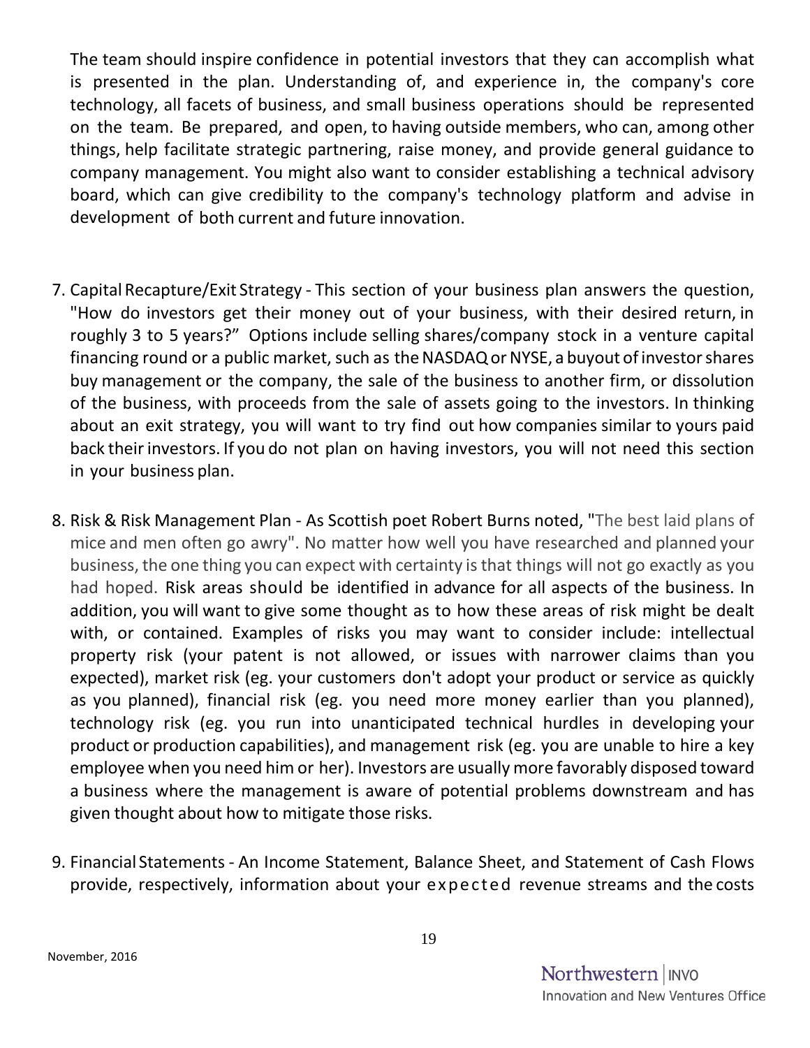The team should inspire confidence in potential investors that they can accomplish what is presented in the plan. Understanding of, and experience in, the company's core technology, all facets of business, and small business operations should be represented on the team. Be prepared, and open, to having outside members, who can, among other things, help facilitate strategic partnering, raise money, and provide general guidance to company management. You might also want to consider establishing a technical advisory board, which can give credibility to the company's technology platform and advise in development of both current and future innovation.

7. Capital Recapture/Exit Strategy - This section of your business plan answers the question, "How do investors get their money out of your business, with their desired return, in roughly 3 to 5 years?" Options include selling shares/company stock in a venture capital financing round or a public market, such as the NASDAQ or NYSE, a buyout of investor shares buy management or the company, the sale of the business to another firm, or dissolution of the business, with proceeds from the sale of assets going to the investors. In thinking about an exit strategy, you will want to try find out how companies similar to yours paid back their investors. If you do not plan on having investors, you will not need this section in your business plan.

8. Risk & Risk Management Plan - As Scottish poet Robert Burns noted, "The best laid plans of mice and men often go awry". No matter how well you have researched and planned your business, the one thing you can expect with certainty is that things will not go exactly as you had hoped. Risk areas should be identified in advance for all aspects of the business. In addition, you will want to give some thought as to how these areas of risk might be dealt with, or contained. Examples of risks you may want to consider include: intellectual property risk (your patent is not allowed, or issues with narrower claims than you expected), market risk (eg. your customers don't adopt your product or service as quickly as you planned), financial risk (eg. you need more money earlier than you planned), technology risk (eg. you run into unanticipated technical hurdles in developing your product or production capabilities), and management risk (eg. you are unable to hire a key employee when you need him or her). Investors are usually more favorably disposed toward a business where the management is aware of potential problems downstream and has given thought about how to mitigate those risks.

9. Financial Statements - An Income Statement, Balance Sheet, and Statement of Cash Flows provide, respectively, information about your expected revenue streams and the costs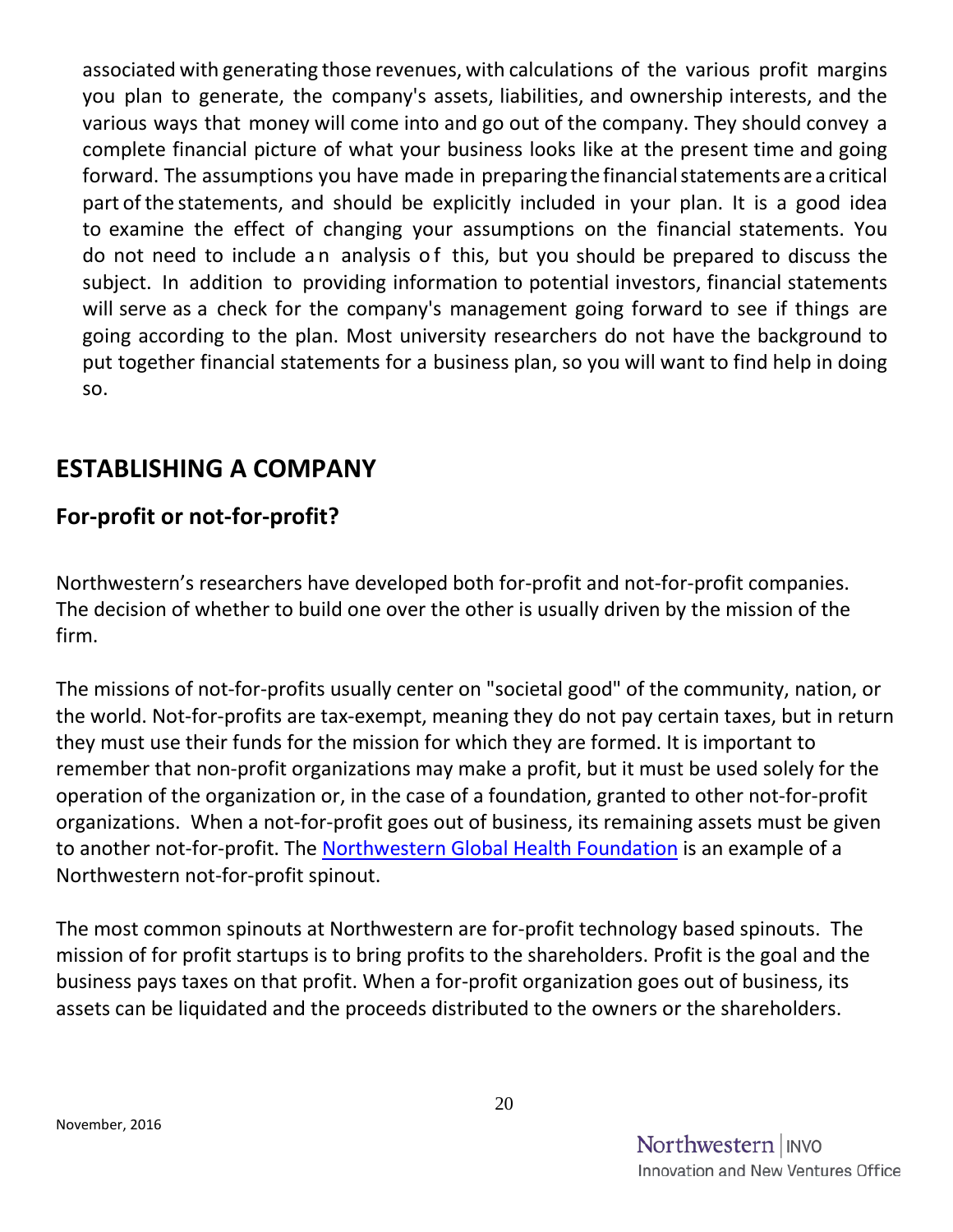associated with generating those revenues, with calculations of the various profit margins you plan to generate, the company's assets, liabilities, and ownership interests, and the various ways that money will come into and go out of the company. They should convey a complete financial picture of what your business looks like at the present time and going forward. The assumptions you have made in preparing the financial statements are a critical part of the statements, and should be explicitly included in your plan. It is a good idea to examine the effect of changing your assumptions on the financial statements. You do not need to include an analysis of this, but you should be prepared to discuss the subject. In addition to providing information to potential investors, financial statements will serve as a check for the company's management going forward to see if things are going according to the plan. Most university researchers do not have the background to put together financial statements for a business plan, so you will want to find help in doing so.

# ESTABLISHING A COMPANY

## For-profit or not-for-profit?

Northwestern's researchers have developed both for-profit and not-for-profit companies. The decision of whether to build one over the other is usually driven by the mission of the firm.

The missions of not-for-profits usually center on "societal good" of the community, nation, or the world. Not-for-profits are tax-exempt, meaning they do not pay certain taxes, but in return they must use their funds for the mission for which they are formed. It is important to remember that non-profit organizations may make a profit, but it must be used solely for the operation of the organization or, in the case of a foundation, granted to other not-for-profit organizations. When a not-for-profit goes out of business, its remaining assets must be given to another not-for-profit. The Northwestern Global Health Foundation is an example of a Northwestern not-for-profit spinout.

The most common spinouts at Northwestern are for-profit technology based spinouts. The mission of for profit startups is to bring profits to the shareholders. Profit is the goal and the business pays taxes on that profit. When a for-profit organization goes out of business, its assets can be liquidated and the proceeds distributed to the owners or the shareholders.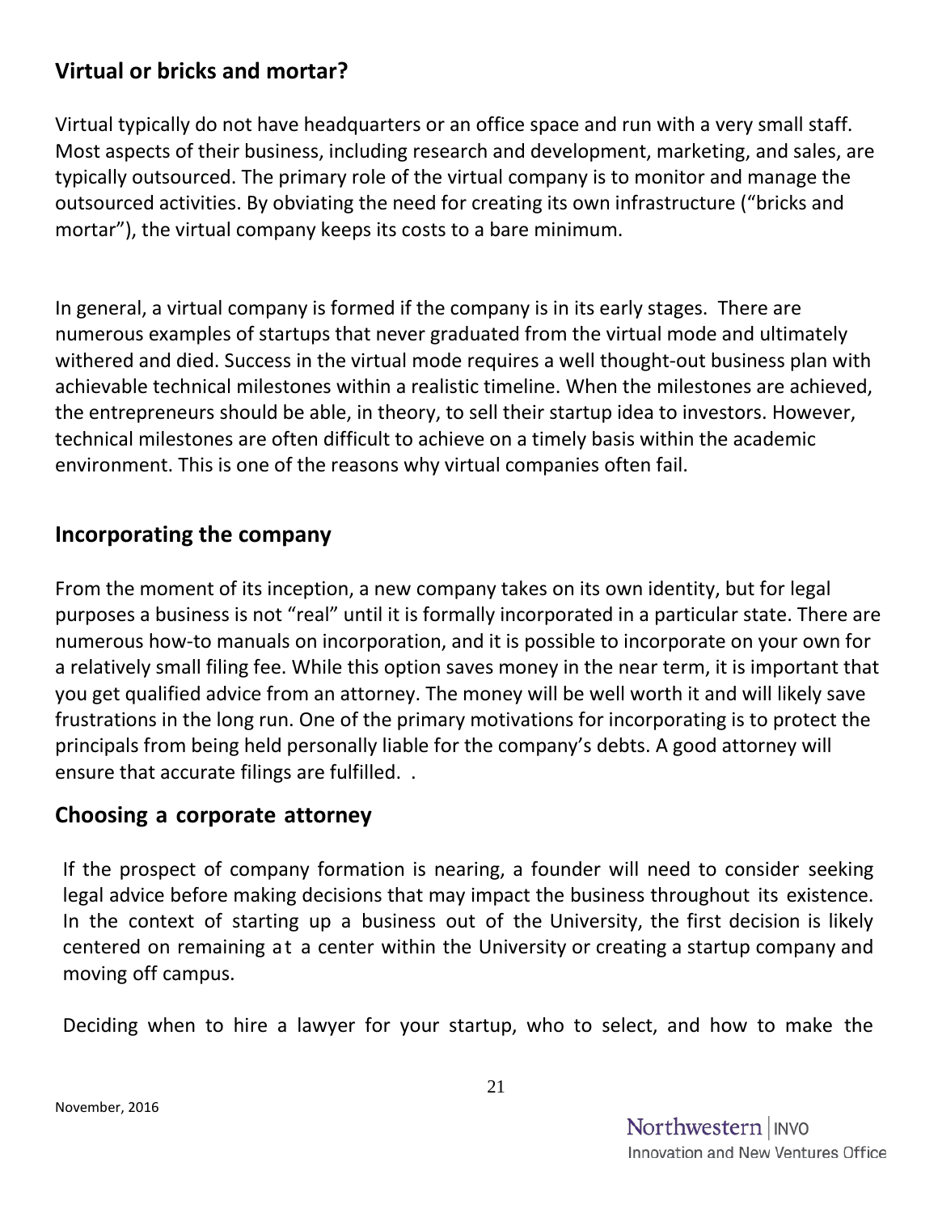## Virtual or bricks and mortar?

Virtual typically do not have headquarters or an office space and run with a very small staff. Most aspects of their business, including research and development, marketing, and sales, are typically outsourced. The primary role of the virtual company is to monitor and manage the outsourced activities. By obviating the need for creating its own infrastructure ("bricks and mortar"), the virtual company keeps its costs to a bare minimum.

In general, a virtual company is formed if the company is in its early stages. There are numerous examples of startups that never graduated from the virtual mode and ultimately withered and died. Success in the virtual mode requires a well thought-out business plan with achievable technical milestones within a realistic timeline. When the milestones are achieved, the entrepreneurs should be able, in theory, to sell their startup idea to investors. However, technical milestones are often difficult to achieve on a timely basis within the academic environment. This is one of the reasons why virtual companies often fail.

## Incorporating the company

From the moment of its inception, a new company takes on its own identity, but for legal purposes a business is not "real" until it is formally incorporated in a particular state. There are numerous how-to manuals on incorporation, and it is possible to incorporate on your own for a relatively small filing fee. While this option saves money in the near term, it is important that you get qualified advice from an attorney. The money will be well worth it and will likely save frustrations in the long run. One of the primary motivations for incorporating is to protect the principals from being held personally liable for the company's debts. A good attorney will ensure that accurate filings are fulfilled. .

## Choosing a corporate attorney

If the prospect of company formation is nearing, a founder will need to consider seeking legal advice before making decisions that may impact the business throughout its existence. In the context of starting up a business out of the University, the first decision is likely centered on remaining at a center within the University or creating a startup company and moving off campus.

Deciding when to hire a lawyer for your startup, who to select, and how to make the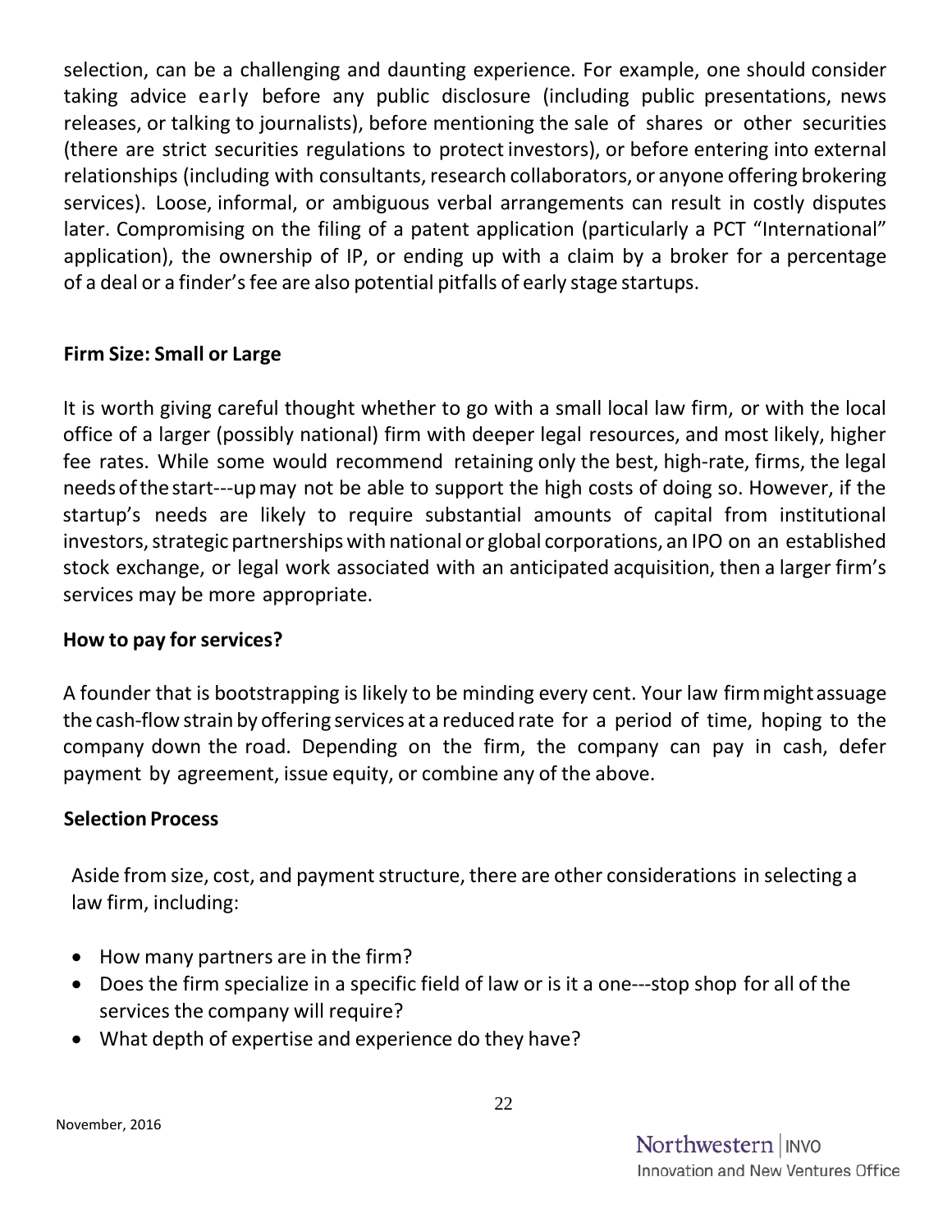selection, can be a challenging and daunting experience. For example, one should consider taking advice early before any public disclosure (including public presentations, news releases, or talking to journalists), before mentioning the sale of shares or other securities (there are strict securities regulations to protect investors), or before entering into external relationships (including with consultants, research collaborators, or anyone offering brokering services). Loose, informal, or ambiguous verbal arrangements can result in costly disputes later. Compromising on the filing of a patent application (particularly a PCT “International” application), the ownership of IP, or ending up with a claim by a broker for a percentage of a deal or a finder’s fee are also potential pitfalls of early stage startups.

**Firm Size: Small or Large**

It is worth giving careful thought whether to go with a small local law firm, or with the local office of a larger (possibly national) firm with deeper legal resources, and most likely, higher fee rates. While some would recommend retaining only the best, high-rate, firms, the legal needs of the start---up may not be able to support the high costs of doing so. However, if the startup’s needs are likely to require substantial amounts of capital from institutional investors, strategic partnerships with national or global corporations, an IPO on an established stock exchange, or legal work associated with an anticipated acquisition, then a larger firm’s services may be more appropriate.

**How to pay for services?**

A founder that is bootstrapping is likely to be minding every cent. Your law firm might assuage the cash-flow strain by offering services at a reduced rate for a period of time, hoping to the company down the road. Depending on the firm, the company can pay in cash, defer payment by agreement, issue equity, or combine any of the above.

**Selection Process**

Aside from size, cost, and payment structure, there are other considerations in selecting a law firm, including:

- How many partners are in the firm?
- Does the firm specialize in a specific field of law or is it a one---stop shop for all of the services the company will require?
- What depth of expertise and experience do they have?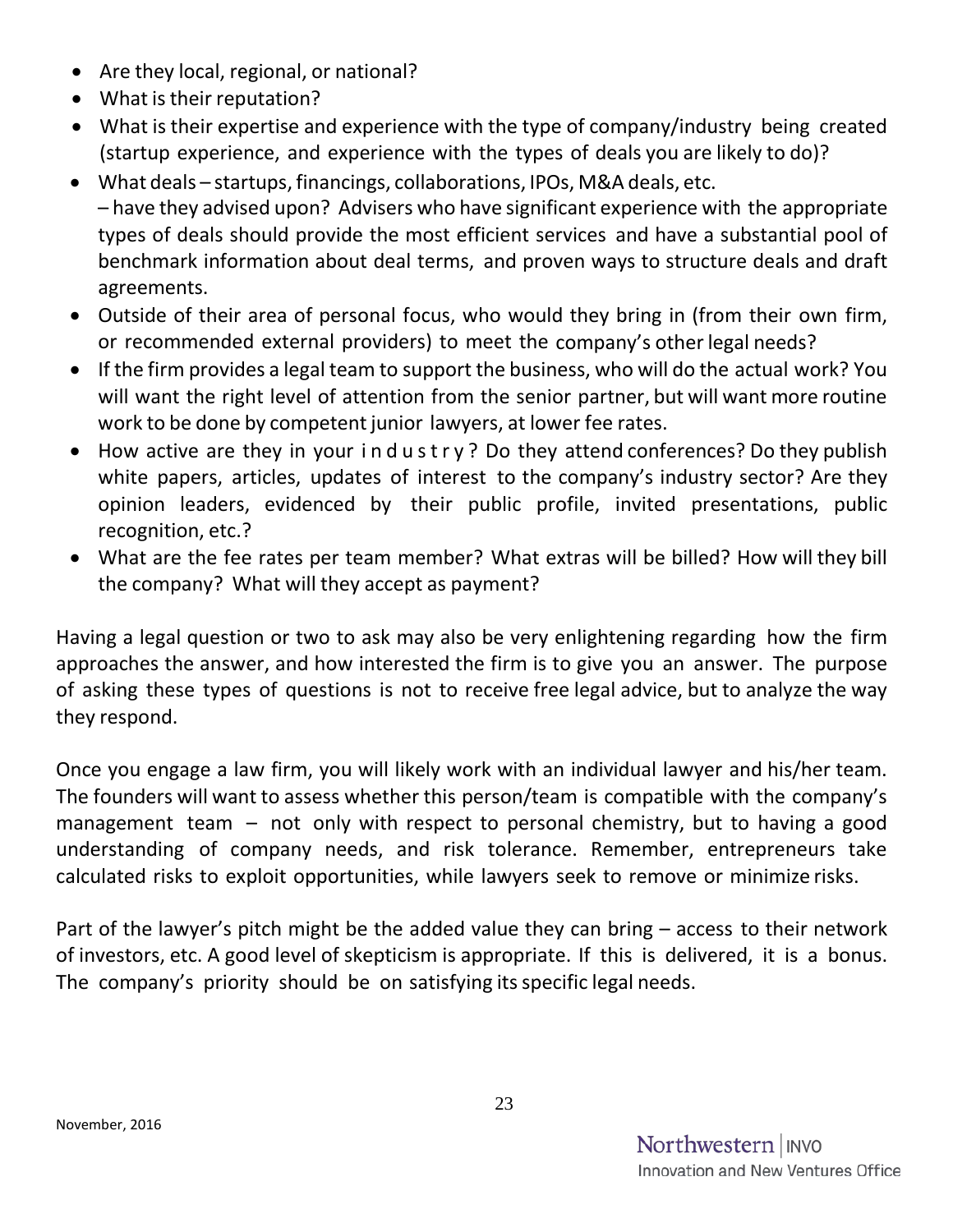- Are they local, regional, or national?
- What is their reputation?
- What is their expertise and experience with the type of company/industry being created (startup experience, and experience with the types of deals you are likely to do)?
- What deals – startups, financings, collaborations, IPOs, M&A deals, etc. – have they advised upon? Advisers who have significant experience with the appropriate types of deals should provide the most efficient services and have a substantial pool of benchmark information about deal terms, and proven ways to structure deals and draft agreements.
- Outside of their area of personal focus, who would they bring in (from their own firm, or recommended external providers) to meet the company's other legal needs?
- If the firm provides a legal team to support the business, who will do the actual work? You will want the right level of attention from the senior partner, but will want more routine work to be done by competent junior lawyers, at lower fee rates.
- How active are they in your industry? Do they attend conferences? Do they publish white papers, articles, updates of interest to the company's industry sector? Are they opinion leaders, evidenced by their public profile, invited presentations, public recognition, etc.?
- What are the fee rates per team member? What extras will be billed? How will they bill the company? What will they accept as payment?

Having a legal question or two to ask may also be very enlightening regarding how the firm approaches the answer, and how interested the firm is to give you an answer. The purpose of asking these types of questions is not to receive free legal advice, but to analyze the way they respond.

Once you engage a law firm, you will likely work with an individual lawyer and his/her team. The founders will want to assess whether this person/team is compatible with the company's management team – not only with respect to personal chemistry, but to having a good understanding of company needs, and risk tolerance. Remember, entrepreneurs take calculated risks to exploit opportunities, while lawyers seek to remove or minimize risks.

Part of the lawyer's pitch might be the added value they can bring – access to their network of investors, etc. A good level of skepticism is appropriate. If this is delivered, it is a bonus. The company's priority should be on satisfying its specific legal needs.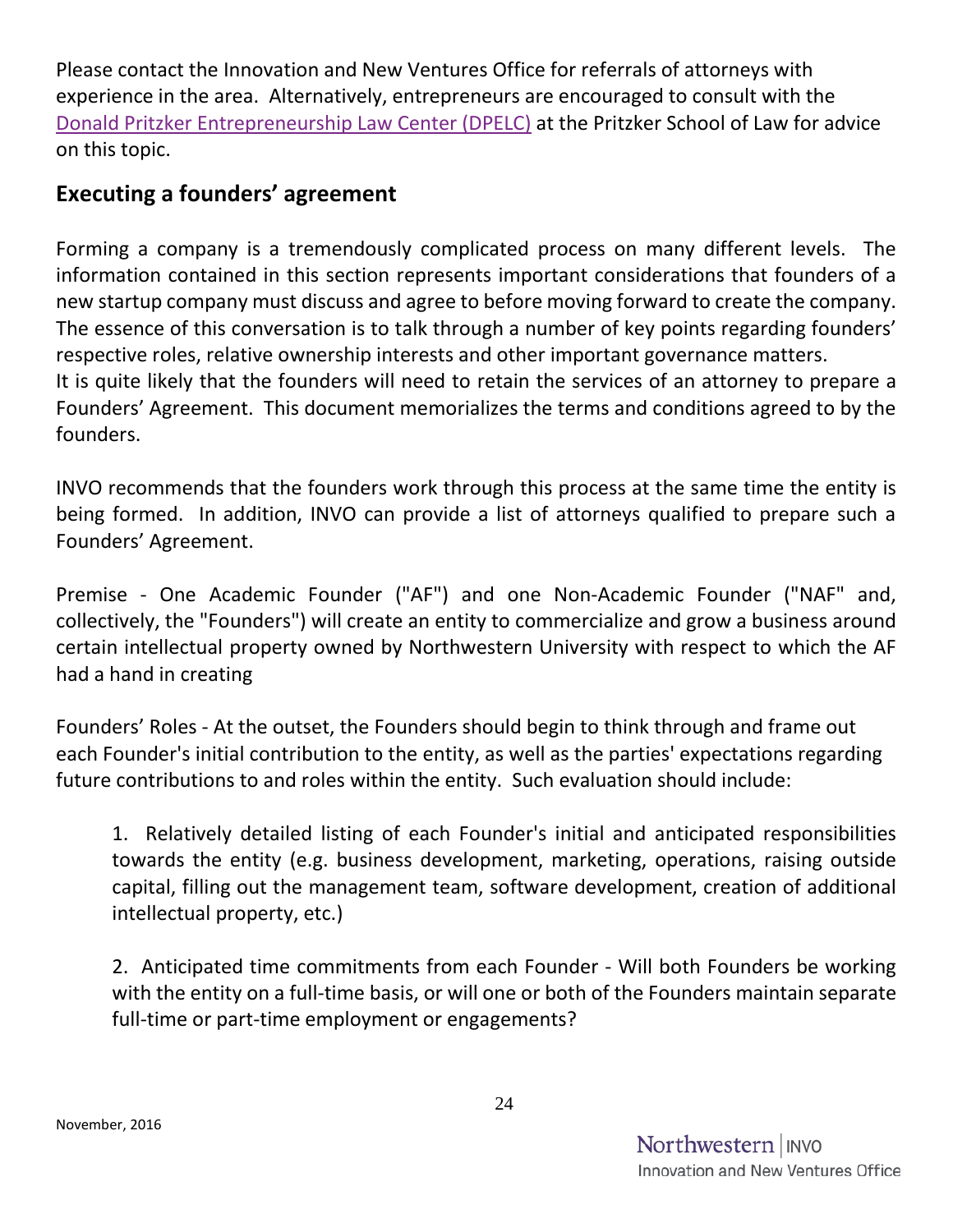Please contact the Innovation and New Ventures Office for referrals of attorneys with experience in the area. Alternatively, entrepreneurs are encouraged to consult with the Donald Pritzker Entrepreneurship Law Center (DPELC) at the Pritzker School of Law for advice on this topic.

## Executing a founders' agreement

Forming a company is a tremendously complicated process on many different levels. The information contained in this section represents important considerations that founders of a new startup company must discuss and agree to before moving forward to create the company. The essence of this conversation is to talk through a number of key points regarding founders' respective roles, relative ownership interests and other important governance matters.
It is quite likely that the founders will need to retain the services of an attorney to prepare a Founders' Agreement. This document memorializes the terms and conditions agreed to by the founders.

INVO recommends that the founders work through this process at the same time the entity is being formed. In addition, INVO can provide a list of attorneys qualified to prepare such a Founders' Agreement.

Premise - One Academic Founder ("AF") and one Non-Academic Founder ("NAF" and, collectively, the "Founders") will create an entity to commercialize and grow a business around certain intellectual property owned by Northwestern University with respect to which the AF had a hand in creating

Founders' Roles - At the outset, the Founders should begin to think through and frame out each Founder's initial contribution to the entity, as well as the parties' expectations regarding future contributions to and roles within the entity. Such evaluation should include:

1. Relatively detailed listing of each Founder's initial and anticipated responsibilities towards the entity (e.g. business development, marketing, operations, raising outside capital, filling out the management team, software development, creation of additional intellectual property, etc.)

2. Anticipated time commitments from each Founder - Will both Founders be working with the entity on a full-time basis, or will one or both of the Founders maintain separate full-time or part-time employment or engagements?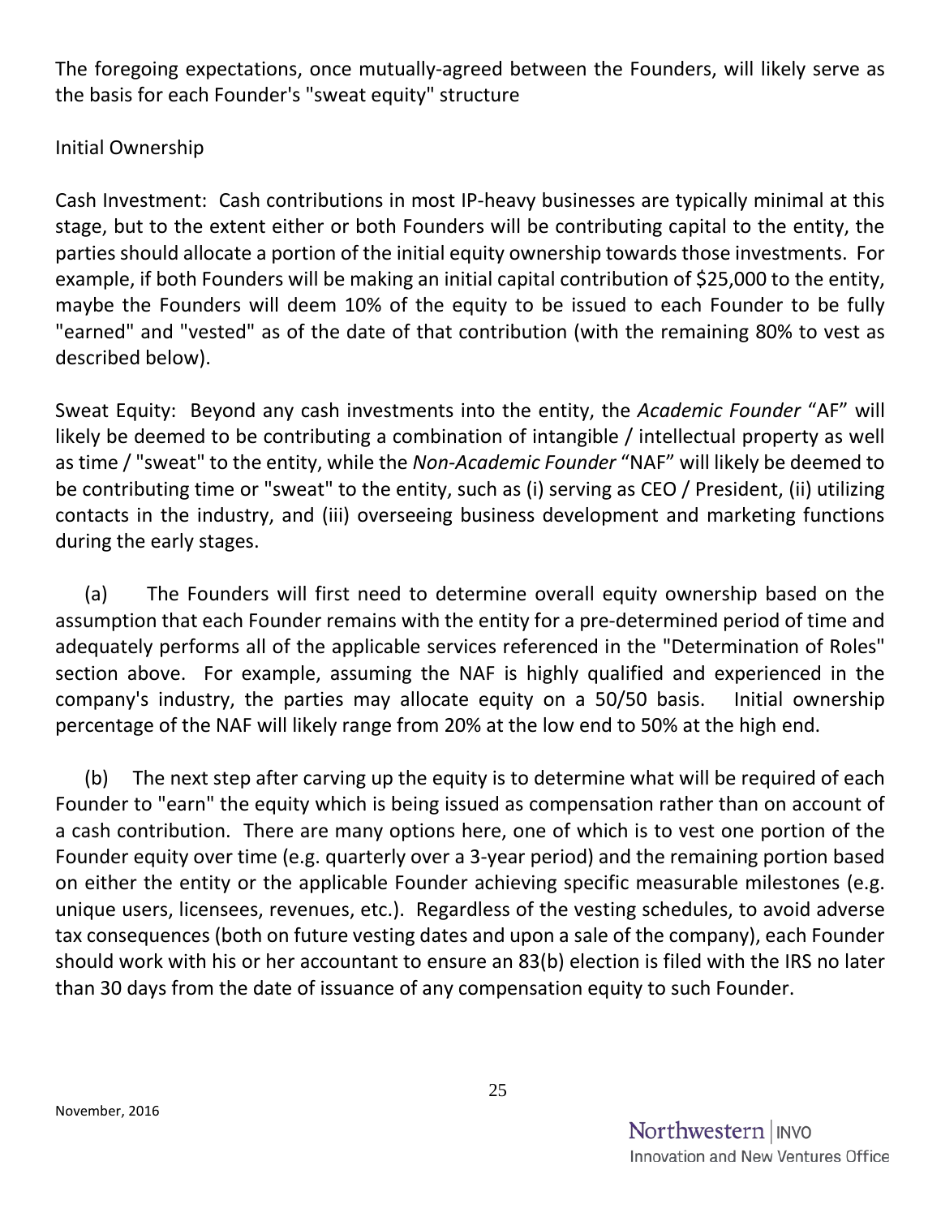The foregoing expectations, once mutually-agreed between the Founders, will likely serve as the basis for each Founder's "sweat equity" structure

Initial Ownership

Cash Investment: Cash contributions in most IP-heavy businesses are typically minimal at this stage, but to the extent either or both Founders will be contributing capital to the entity, the parties should allocate a portion of the initial equity ownership towards those investments. For example, if both Founders will be making an initial capital contribution of $25,000 to the entity, maybe the Founders will deem 10% of the equity to be issued to each Founder to be fully "earned" and "vested" as of the date of that contribution (with the remaining 80% to vest as described below).

Sweat Equity: Beyond any cash investments into the entity, the *Academic Founder* "AF" will likely be deemed to be contributing a combination of intangible / intellectual property as well as time / "sweat" to the entity, while the *Non-Academic Founder* "NAF" will likely be deemed to be contributing time or "sweat" to the entity, such as (i) serving as CEO / President, (ii) utilizing contacts in the industry, and (iii) overseeing business development and marketing functions during the early stages.

(a) The Founders will first need to determine overall equity ownership based on the assumption that each Founder remains with the entity for a pre-determined period of time and adequately performs all of the applicable services referenced in the "Determination of Roles" section above. For example, assuming the NAF is highly qualified and experienced in the company's industry, the parties may allocate equity on a 50/50 basis. Initial ownership percentage of the NAF will likely range from 20% at the low end to 50% at the high end.

(b) The next step after carving up the equity is to determine what will be required of each Founder to "earn" the equity which is being issued as compensation rather than on account of a cash contribution. There are many options here, one of which is to vest one portion of the Founder equity over time (e.g. quarterly over a 3-year period) and the remaining portion based on either the entity or the applicable Founder achieving specific measurable milestones (e.g. unique users, licensees, revenues, etc.). Regardless of the vesting schedules, to avoid adverse tax consequences (both on future vesting dates and upon a sale of the company), each Founder should work with his or her accountant to ensure an 83(b) election is filed with the IRS no later than 30 days from the date of issuance of any compensation equity to such Founder.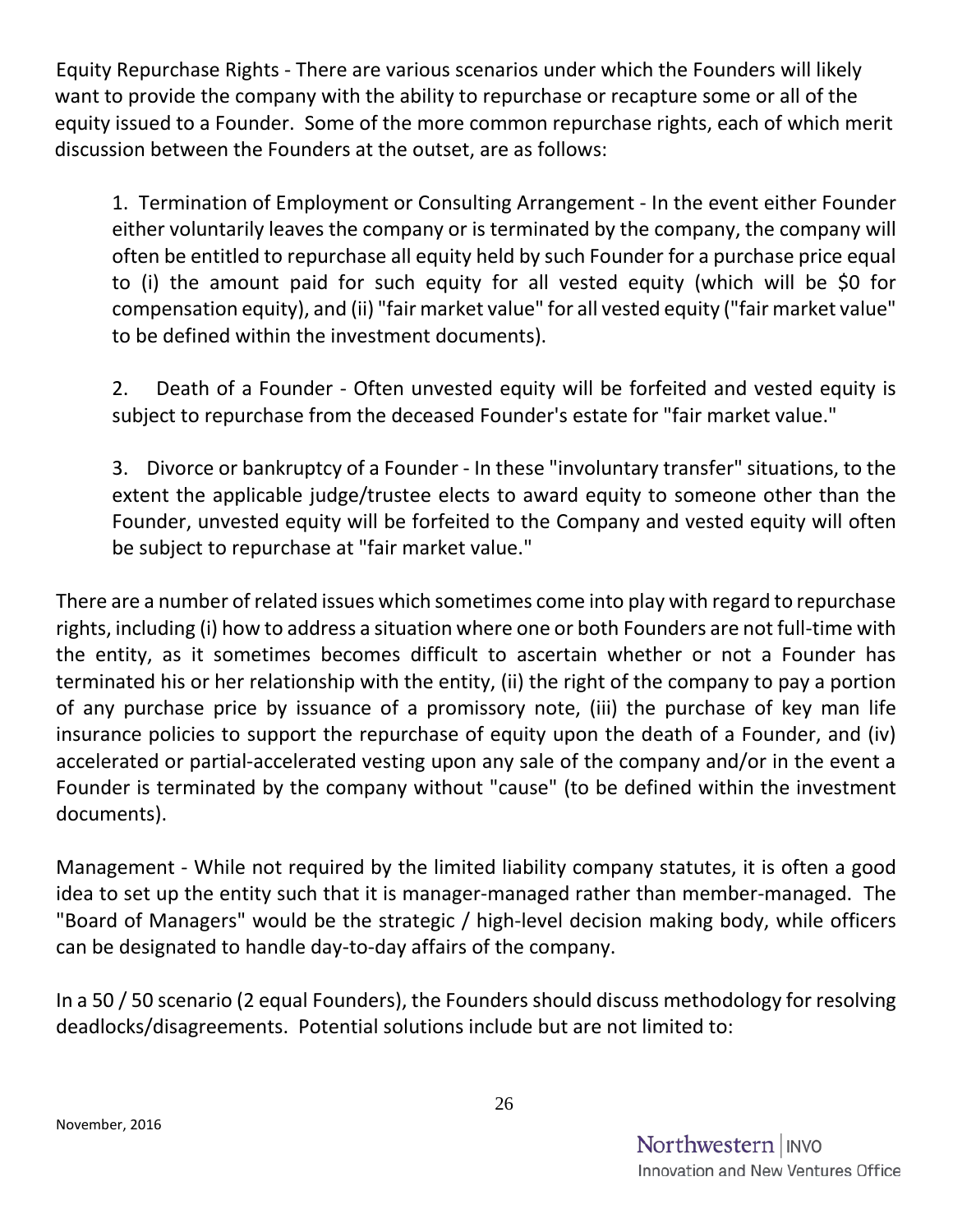Equity Repurchase Rights - There are various scenarios under which the Founders will likely want to provide the company with the ability to repurchase or recapture some or all of the equity issued to a Founder. Some of the more common repurchase rights, each of which merit discussion between the Founders at the outset, are as follows:

1. Termination of Employment or Consulting Arrangement - In the event either Founder either voluntarily leaves the company or is terminated by the company, the company will often be entitled to repurchase all equity held by such Founder for a purchase price equal to (i) the amount paid for such equity for all vested equity (which will be $0 for compensation equity), and (ii) "fair market value" for all vested equity ("fair market value" to be defined within the investment documents).

2. Death of a Founder - Often unvested equity will be forfeited and vested equity is subject to repurchase from the deceased Founder's estate for "fair market value."

3. Divorce or bankruptcy of a Founder - In these "involuntary transfer" situations, to the extent the applicable judge/trustee elects to award equity to someone other than the Founder, unvested equity will be forfeited to the Company and vested equity will often be subject to repurchase at "fair market value."

There are a number of related issues which sometimes come into play with regard to repurchase rights, including (i) how to address a situation where one or both Founders are not full-time with the entity, as it sometimes becomes difficult to ascertain whether or not a Founder has terminated his or her relationship with the entity, (ii) the right of the company to pay a portion of any purchase price by issuance of a promissory note, (iii) the purchase of key man life insurance policies to support the repurchase of equity upon the death of a Founder, and (iv) accelerated or partial-accelerated vesting upon any sale of the company and/or in the event a Founder is terminated by the company without "cause" (to be defined within the investment documents).

Management - While not required by the limited liability company statutes, it is often a good idea to set up the entity such that it is manager-managed rather than member-managed. The "Board of Managers" would be the strategic / high-level decision making body, while officers can be designated to handle day-to-day affairs of the company.

In a 50 / 50 scenario (2 equal Founders), the Founders should discuss methodology for resolving deadlocks/disagreements. Potential solutions include but are not limited to: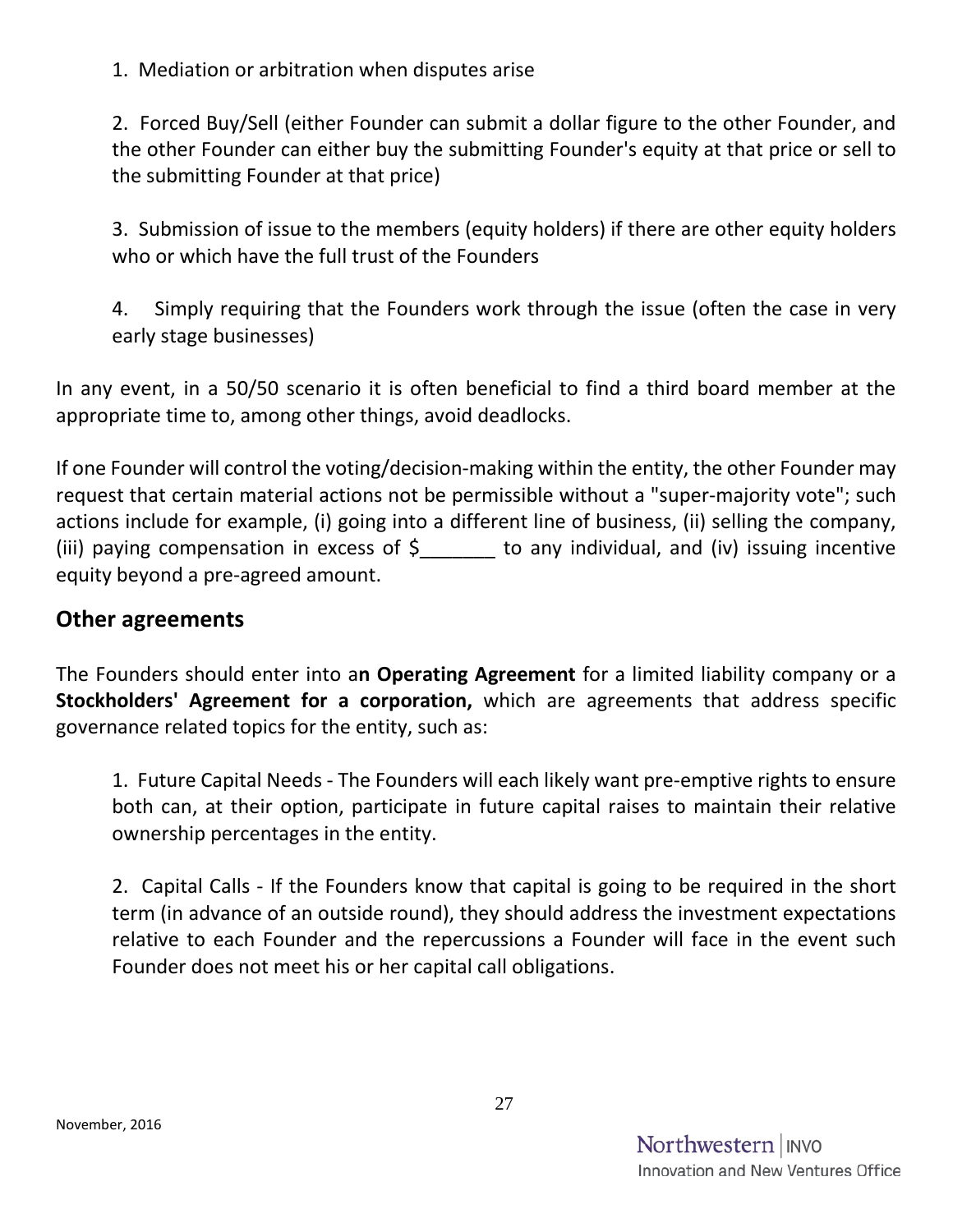1. Mediation or arbitration when disputes arise

2. Forced Buy/Sell (either Founder can submit a dollar figure to the other Founder, and the other Founder can either buy the submitting Founder's equity at that price or sell to the submitting Founder at that price)

3. Submission of issue to the members (equity holders) if there are other equity holders who or which have the full trust of the Founders

4. Simply requiring that the Founders work through the issue (often the case in very early stage businesses)

In any event, in a 50/50 scenario it is often beneficial to find a third board member at the appropriate time to, among other things, avoid deadlocks.

If one Founder will control the voting/decision-making within the entity, the other Founder may request that certain material actions not be permissible without a "super-majority vote"; such actions include for example, (i) going into a different line of business, (ii) selling the company, (iii) paying compensation in excess of $_______ to any individual, and (iv) issuing incentive equity beyond a pre-agreed amount.

## Other agreements

The Founders should enter into a**n Operating Agreement** for a limited liability company or a **Stockholders' Agreement for a corporation,** which are agreements that address specific governance related topics for the entity, such as:

1. Future Capital Needs - The Founders will each likely want pre-emptive rights to ensure both can, at their option, participate in future capital raises to maintain their relative ownership percentages in the entity.

2. Capital Calls - If the Founders know that capital is going to be required in the short term (in advance of an outside round), they should address the investment expectations relative to each Founder and the repercussions a Founder will face in the event such Founder does not meet his or her capital call obligations.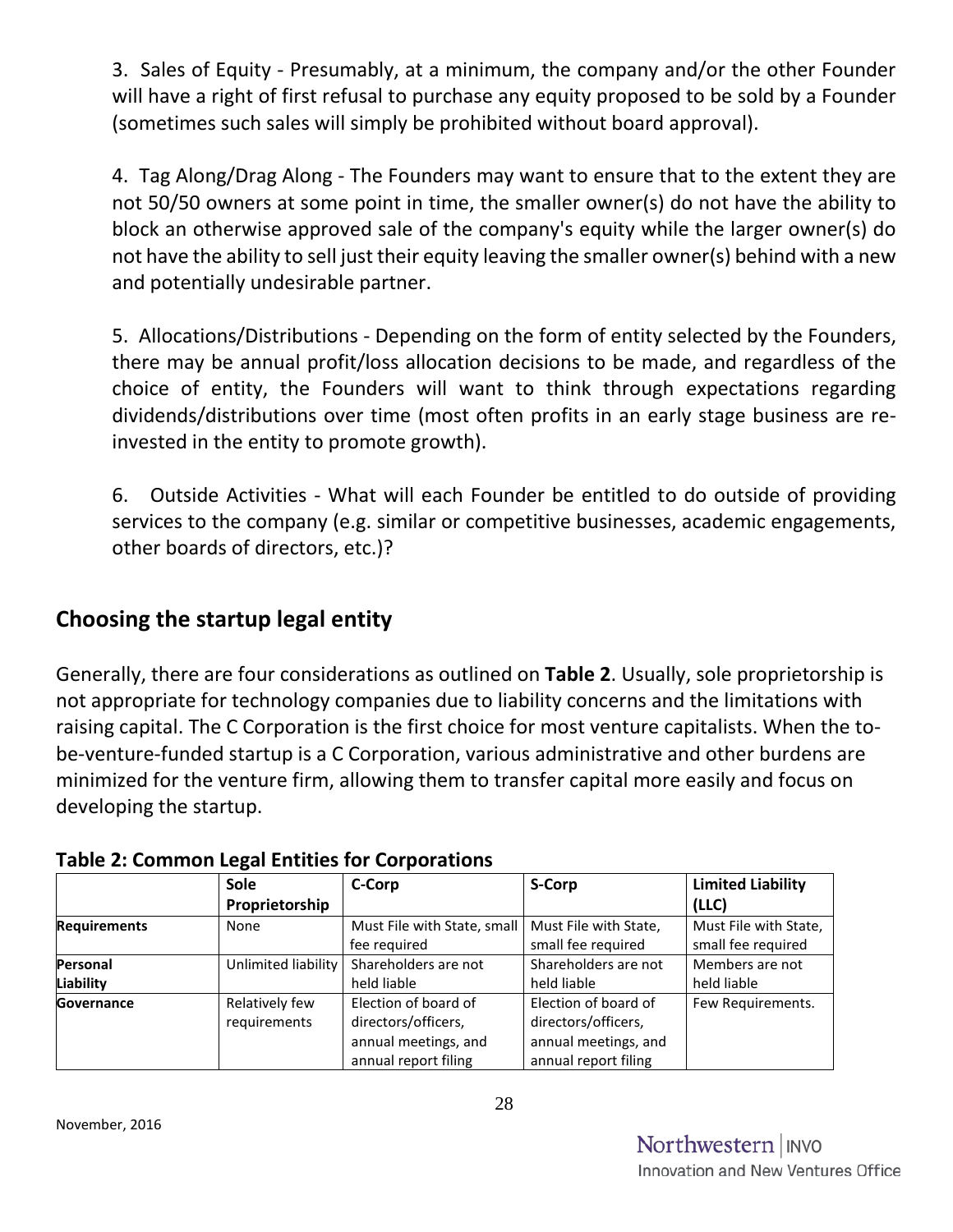3. Sales of Equity - Presumably, at a minimum, the company and/or the other Founder will have a right of first refusal to purchase any equity proposed to be sold by a Founder (sometimes such sales will simply be prohibited without board approval).

4. Tag Along/Drag Along - The Founders may want to ensure that to the extent they are not 50/50 owners at some point in time, the smaller owner(s) do not have the ability to block an otherwise approved sale of the company's equity while the larger owner(s) do not have the ability to sell just their equity leaving the smaller owner(s) behind with a new and potentially undesirable partner.

5. Allocations/Distributions - Depending on the form of entity selected by the Founders, there may be annual profit/loss allocation decisions to be made, and regardless of the choice of entity, the Founders will want to think through expectations regarding dividends/distributions over time (most often profits in an early stage business are re-invested in the entity to promote growth).

6. Outside Activities - What will each Founder be entitled to do outside of providing services to the company (e.g. similar or competitive businesses, academic engagements, other boards of directors, etc.)?

## Choosing the startup legal entity

Generally, there are four considerations as outlined on **Table 2**. Usually, sole proprietorship is not appropriate for technology companies due to liability concerns and the limitations with raising capital. The C Corporation is the first choice for most venture capitalists. When the to-be-venture-funded startup is a C Corporation, various administrative and other burdens are minimized for the venture firm, allowing them to transfer capital more easily and focus on developing the startup.

**Table 2: Common Legal Entities for Corporations**

| | Sole Proprietorship | C-Corp | S-Corp | Limited Liability (LLC) |
|---|---|---|---|---|
| **Requirements** | None | Must File with State, small fee required | Must File with State, small fee required | Must File with State, small fee required |
| **Personal Liability** | Unlimited liability | Shareholders are not held liable | Shareholders are not held liable | Members are not held liable |
| **Governance** | Relatively few requirements | Election of board of directors/officers, annual meetings, and annual report filing | Election of board of directors/officers, annual meetings, and annual report filing | Few Requirements. |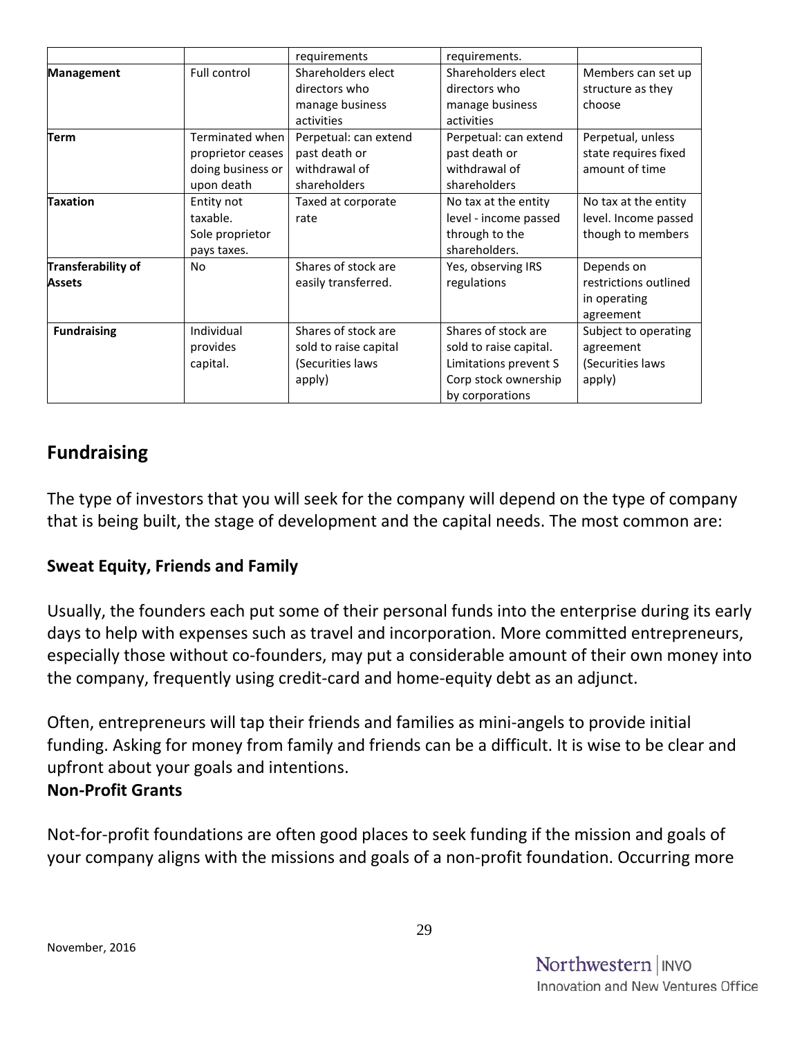| | | requirements | requirements. | |
|---|---|---|---|---|
| **Management** | Full control | Shareholders elect directors who manage business activities | Shareholders elect directors who manage business activities | Members can set up structure as they choose |
| **Term** | Terminated when proprietor ceases doing business or upon death | Perpetual: can extend past death or withdrawal of shareholders | Perpetual: can extend past death or withdrawal of shareholders | Perpetual, unless state requires fixed amount of time |
| **Taxation** | Entity not taxable. Sole proprietor pays taxes. | Taxed at corporate rate | No tax at the entity level - income passed through to the shareholders. | No tax at the entity level. Income passed though to members |
| **Transferability of Assets** | No | Shares of stock are easily transferred. | Yes, observing IRS regulations | Depends on restrictions outlined in operating agreement |
| **Fundraising** | Individual provides capital. | Shares of stock are sold to raise capital (Securities laws apply) | Shares of stock are sold to raise capital. Limitations prevent S Corp stock ownership by corporations | Subject to operating agreement (Securities laws apply) |

## Fundraising

The type of investors that you will seek for the company will depend on the type of company that is being built, the stage of development and the capital needs. The most common are:

### Sweat Equity, Friends and Family

Usually, the founders each put some of their personal funds into the enterprise during its early days to help with expenses such as travel and incorporation. More committed entrepreneurs, especially those without co-founders, may put a considerable amount of their own money into the company, frequently using credit-card and home-equity debt as an adjunct.

Often, entrepreneurs will tap their friends and families as mini-angels to provide initial funding. Asking for money from family and friends can be a difficult. It is wise to be clear and upfront about your goals and intentions.

### Non-Profit Grants

Not-for-profit foundations are often good places to seek funding if the mission and goals of your company aligns with the missions and goals of a non-profit foundation. Occurring more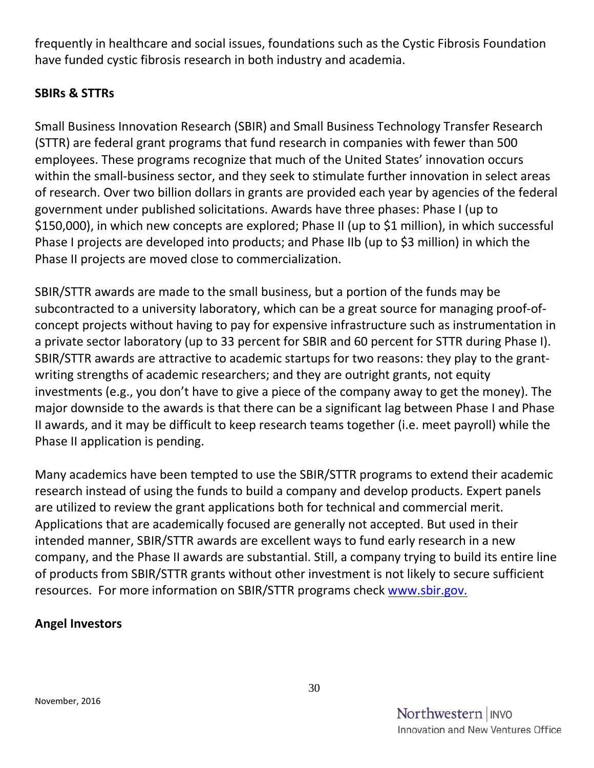frequently in healthcare and social issues, foundations such as the Cystic Fibrosis Foundation have funded cystic fibrosis research in both industry and academia.

**SBIRs & STTRs**

Small Business Innovation Research (SBIR) and Small Business Technology Transfer Research (STTR) are federal grant programs that fund research in companies with fewer than 500 employees. These programs recognize that much of the United States' innovation occurs within the small-business sector, and they seek to stimulate further innovation in select areas of research. Over two billion dollars in grants are provided each year by agencies of the federal government under published solicitations. Awards have three phases: Phase I (up to $150,000), in which new concepts are explored; Phase II (up to $1 million), in which successful Phase I projects are developed into products; and Phase IIb (up to $3 million) in which the Phase II projects are moved close to commercialization.

SBIR/STTR awards are made to the small business, but a portion of the funds may be subcontracted to a university laboratory, which can be a great source for managing proof-of-concept projects without having to pay for expensive infrastructure such as instrumentation in a private sector laboratory (up to 33 percent for SBIR and 60 percent for STTR during Phase I). SBIR/STTR awards are attractive to academic startups for two reasons: they play to the grant-writing strengths of academic researchers; and they are outright grants, not equity investments (e.g., you don't have to give a piece of the company away to get the money). The major downside to the awards is that there can be a significant lag between Phase I and Phase II awards, and it may be difficult to keep research teams together (i.e. meet payroll) while the Phase II application is pending.

Many academics have been tempted to use the SBIR/STTR programs to extend their academic research instead of using the funds to build a company and develop products. Expert panels are utilized to review the grant applications both for technical and commercial merit. Applications that are academically focused are generally not accepted. But used in their intended manner, SBIR/STTR awards are excellent ways to fund early research in a new company, and the Phase II awards are substantial. Still, a company trying to build its entire line of products from SBIR/STTR grants without other investment is not likely to secure sufficient resources. For more information on SBIR/STTR programs check [www.sbir.gov.](http://www.sbir.gov)

**Angel Investors**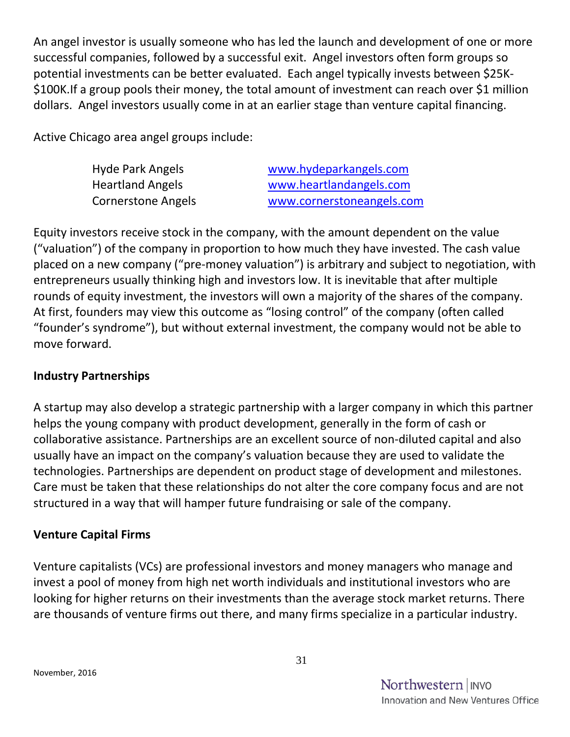An angel investor is usually someone who has led the launch and development of one or more successful companies, followed by a successful exit. Angel investors often form groups so potential investments can be better evaluated. Each angel typically invests between $25K-$100K.If a group pools their money, the total amount of investment can reach over $1 million dollars. Angel investors usually come in at an earlier stage than venture capital financing.

Active Chicago area angel groups include:

| | |
|---|---|
| Hyde Park Angels | www.hydeparkangels.com |
| Heartland Angels | www.heartlandangels.com |
| Cornerstone Angels | www.cornerstoneangels.com |

Equity investors receive stock in the company, with the amount dependent on the value ("valuation") of the company in proportion to how much they have invested. The cash value placed on a new company ("pre-money valuation") is arbitrary and subject to negotiation, with entrepreneurs usually thinking high and investors low. It is inevitable that after multiple rounds of equity investment, the investors will own a majority of the shares of the company. At first, founders may view this outcome as "losing control" of the company (often called "founder's syndrome"), but without external investment, the company would not be able to move forward.

**Industry Partnerships**

A startup may also develop a strategic partnership with a larger company in which this partner helps the young company with product development, generally in the form of cash or collaborative assistance. Partnerships are an excellent source of non-diluted capital and also usually have an impact on the company's valuation because they are used to validate the technologies. Partnerships are dependent on product stage of development and milestones. Care must be taken that these relationships do not alter the core company focus and are not structured in a way that will hamper future fundraising or sale of the company.

**Venture Capital Firms**

Venture capitalists (VCs) are professional investors and money managers who manage and invest a pool of money from high net worth individuals and institutional investors who are looking for higher returns on their investments than the average stock market returns. There are thousands of venture firms out there, and many firms specialize in a particular industry.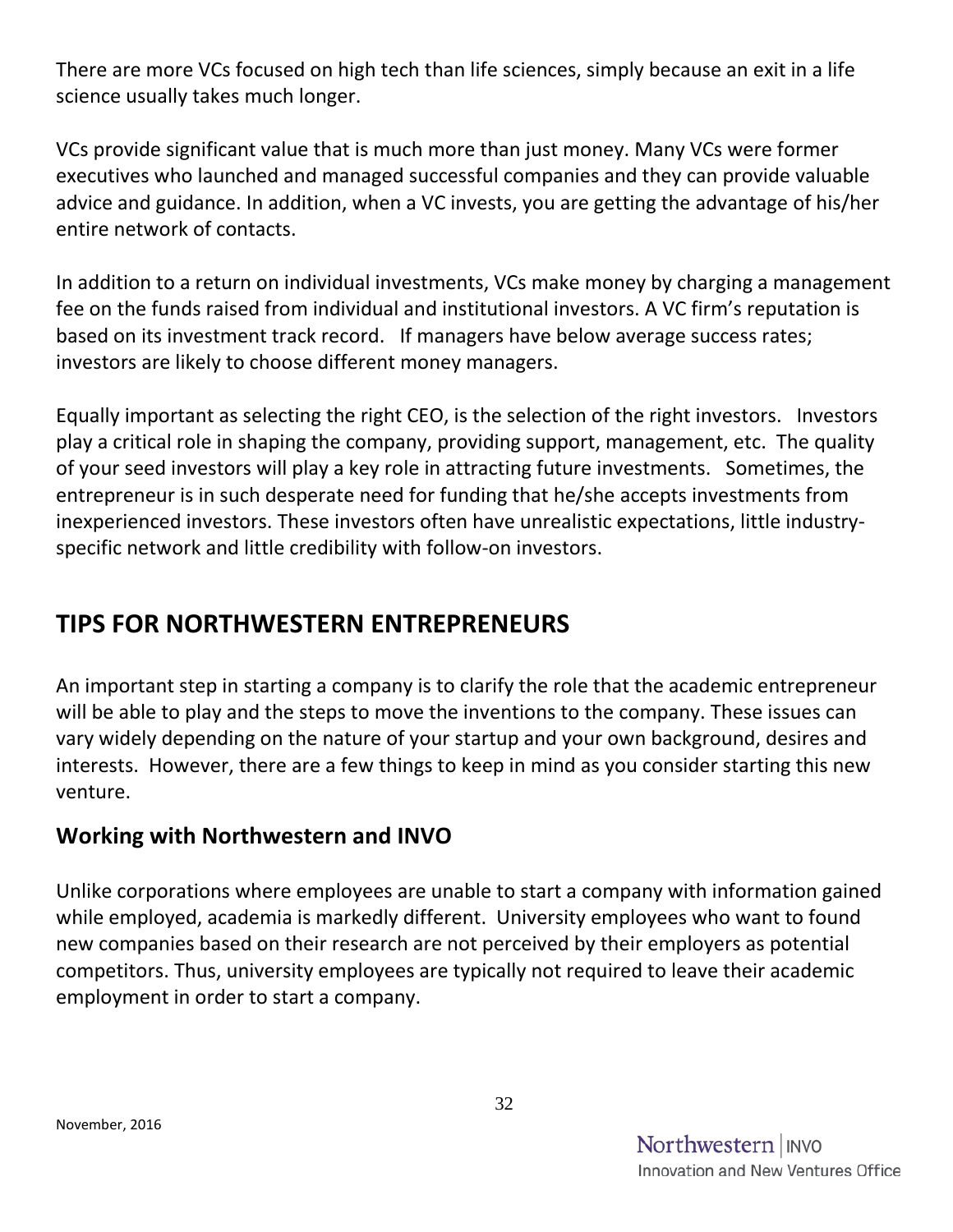There are more VCs focused on high tech than life sciences, simply because an exit in a life science usually takes much longer.

VCs provide significant value that is much more than just money. Many VCs were former executives who launched and managed successful companies and they can provide valuable advice and guidance. In addition, when a VC invests, you are getting the advantage of his/her entire network of contacts.

In addition to a return on individual investments, VCs make money by charging a management fee on the funds raised from individual and institutional investors. A VC firm's reputation is based on its investment track record. If managers have below average success rates; investors are likely to choose different money managers.

Equally important as selecting the right CEO, is the selection of the right investors. Investors play a critical role in shaping the company, providing support, management, etc. The quality of your seed investors will play a key role in attracting future investments. Sometimes, the entrepreneur is in such desperate need for funding that he/she accepts investments from inexperienced investors. These investors often have unrealistic expectations, little industry-specific network and little credibility with follow-on investors.

# TIPS FOR NORTHWESTERN ENTREPRENEURS

An important step in starting a company is to clarify the role that the academic entrepreneur will be able to play and the steps to move the inventions to the company. These issues can vary widely depending on the nature of your startup and your own background, desires and interests. However, there are a few things to keep in mind as you consider starting this new venture.

## Working with Northwestern and INVO

Unlike corporations where employees are unable to start a company with information gained while employed, academia is markedly different. University employees who want to found new companies based on their research are not perceived by their employers as potential competitors. Thus, university employees are typically not required to leave their academic employment in order to start a company.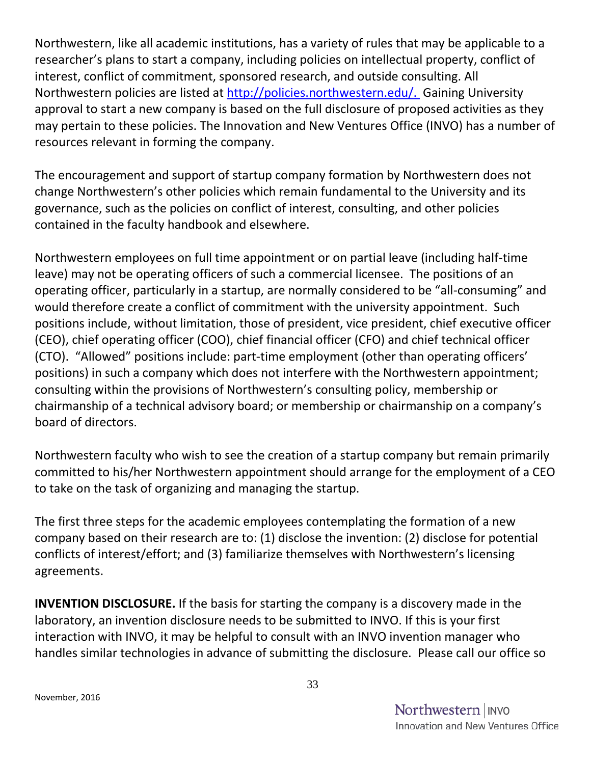Northwestern, like all academic institutions, has a variety of rules that may be applicable to a researcher's plans to start a company, including policies on intellectual property, conflict of interest, conflict of commitment, sponsored research, and outside consulting. All Northwestern policies are listed at http://policies.northwestern.edu/. Gaining University approval to start a new company is based on the full disclosure of proposed activities as they may pertain to these policies. The Innovation and New Ventures Office (INVO) has a number of resources relevant in forming the company.

The encouragement and support of startup company formation by Northwestern does not change Northwestern's other policies which remain fundamental to the University and its governance, such as the policies on conflict of interest, consulting, and other policies contained in the faculty handbook and elsewhere.

Northwestern employees on full time appointment or on partial leave (including half-time leave) may not be operating officers of such a commercial licensee. The positions of an operating officer, particularly in a startup, are normally considered to be "all-consuming" and would therefore create a conflict of commitment with the university appointment. Such positions include, without limitation, those of president, vice president, chief executive officer (CEO), chief operating officer (COO), chief financial officer (CFO) and chief technical officer (CTO). "Allowed" positions include: part-time employment (other than operating officers' positions) in such a company which does not interfere with the Northwestern appointment; consulting within the provisions of Northwestern's consulting policy, membership or chairmanship of a technical advisory board; or membership or chairmanship on a company's board of directors.

Northwestern faculty who wish to see the creation of a startup company but remain primarily committed to his/her Northwestern appointment should arrange for the employment of a CEO to take on the task of organizing and managing the startup.

The first three steps for the academic employees contemplating the formation of a new company based on their research are to: (1) disclose the invention: (2) disclose for potential conflicts of interest/effort; and (3) familiarize themselves with Northwestern's licensing agreements.

**INVENTION DISCLOSURE.** If the basis for starting the company is a discovery made in the laboratory, an invention disclosure needs to be submitted to INVO. If this is your first interaction with INVO, it may be helpful to consult with an INVO invention manager who handles similar technologies in advance of submitting the disclosure. Please call our office so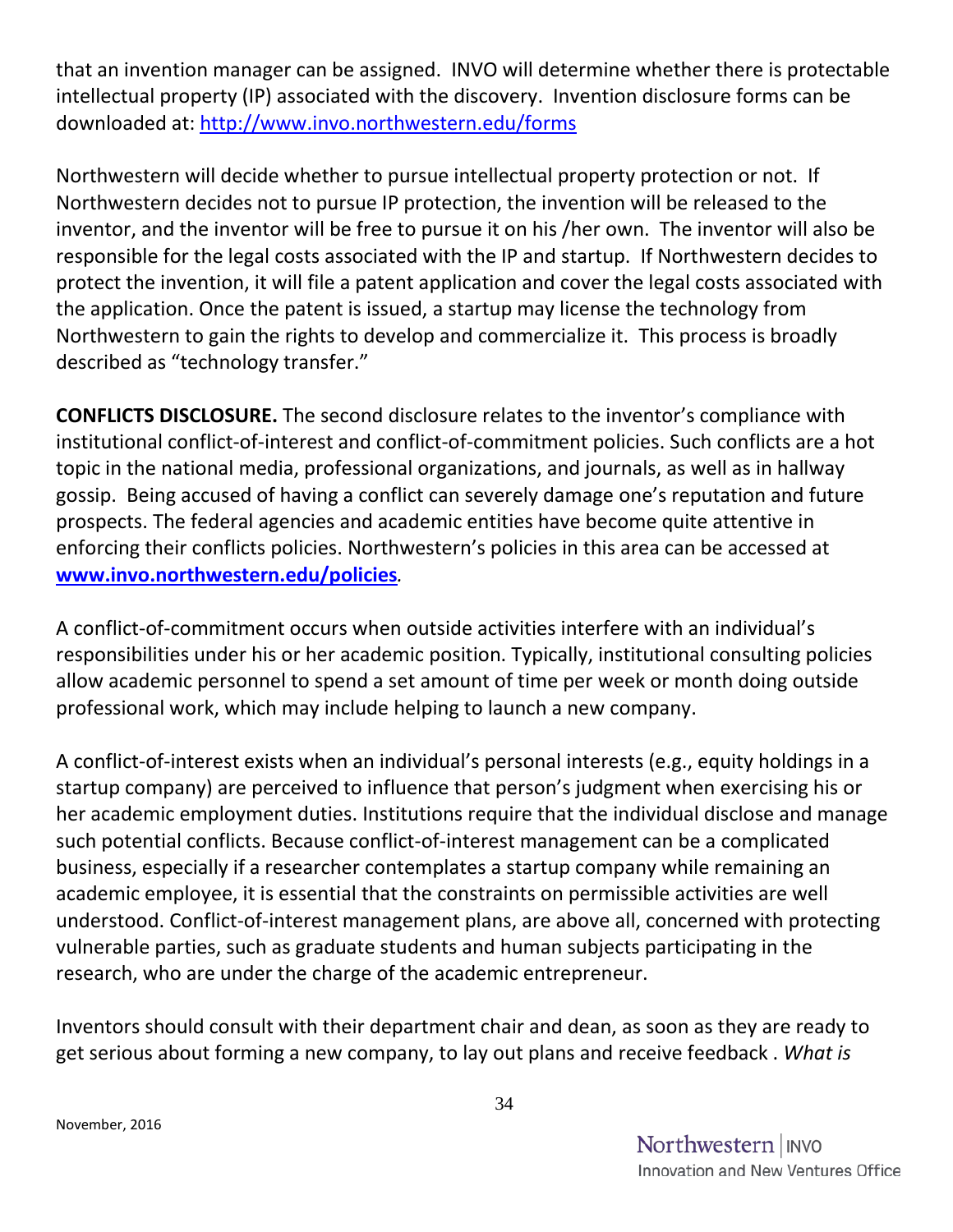that an invention manager can be assigned. INVO will determine whether there is protectable intellectual property (IP) associated with the discovery. Invention disclosure forms can be downloaded at: [http://www.invo.northwestern.edu/forms](http://www.invo.northwestern.edu/forms)

Northwestern will decide whether to pursue intellectual property protection or not. If Northwestern decides not to pursue IP protection, the invention will be released to the inventor, and the inventor will be free to pursue it on his /her own. The inventor will also be responsible for the legal costs associated with the IP and startup. If Northwestern decides to protect the invention, it will file a patent application and cover the legal costs associated with the application. Once the patent is issued, a startup may license the technology from Northwestern to gain the rights to develop and commercialize it. This process is broadly described as "technology transfer."

**CONFLICTS DISCLOSURE.** The second disclosure relates to the inventor's compliance with institutional conflict-of-interest and conflict-of-commitment policies. Such conflicts are a hot topic in the national media, professional organizations, and journals, as well as in hallway gossip. Being accused of having a conflict can severely damage one's reputation and future prospects. The federal agencies and academic entities have become quite attentive in enforcing their conflicts policies. Northwestern's policies in this area can be accessed at **[www.invo.northwestern.edu/policies](http://www.invo.northwestern.edu/policies)**.

A conflict-of-commitment occurs when outside activities interfere with an individual's responsibilities under his or her academic position. Typically, institutional consulting policies allow academic personnel to spend a set amount of time per week or month doing outside professional work, which may include helping to launch a new company.

A conflict-of-interest exists when an individual's personal interests (e.g., equity holdings in a startup company) are perceived to influence that person's judgment when exercising his or her academic employment duties. Institutions require that the individual disclose and manage such potential conflicts. Because conflict-of-interest management can be a complicated business, especially if a researcher contemplates a startup company while remaining an academic employee, it is essential that the constraints on permissible activities are well understood. Conflict-of-interest management plans, are above all, concerned with protecting vulnerable parties, such as graduate students and human subjects participating in the research, who are under the charge of the academic entrepreneur.

Inventors should consult with their department chair and dean, as soon as they are ready to get serious about forming a new company, to lay out plans and receive feedback . *What is*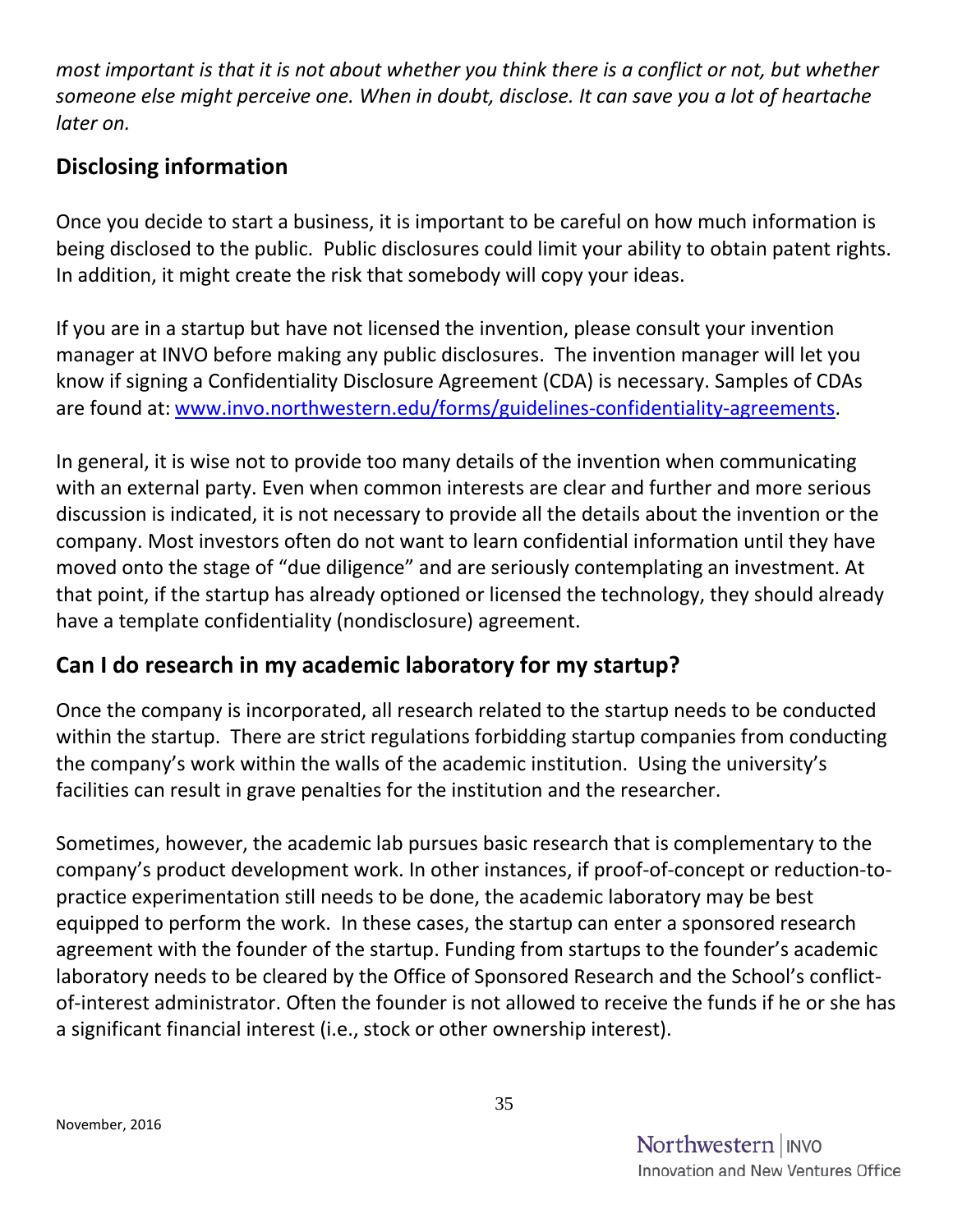*most important is that it is not about whether you think there is a conflict or not, but whether someone else might perceive one. When in doubt, disclose. It can save you a lot of heartache later on.*

## Disclosing information

Once you decide to start a business, it is important to be careful on how much information is being disclosed to the public. Public disclosures could limit your ability to obtain patent rights. In addition, it might create the risk that somebody will copy your ideas.

If you are in a startup but have not licensed the invention, please consult your invention manager at INVO before making any public disclosures. The invention manager will let you know if signing a Confidentiality Disclosure Agreement (CDA) is necessary. Samples of CDAs are found at: [www.invo.northwestern.edu/forms/guidelines-confidentiality-agreements](www.invo.northwestern.edu/forms/guidelines-confidentiality-agreements).

In general, it is wise not to provide too many details of the invention when communicating with an external party. Even when common interests are clear and further and more serious discussion is indicated, it is not necessary to provide all the details about the invention or the company. Most investors often do not want to learn confidential information until they have moved onto the stage of "due diligence" and are seriously contemplating an investment. At that point, if the startup has already optioned or licensed the technology, they should already have a template confidentiality (nondisclosure) agreement.

## Can I do research in my academic laboratory for my startup?

Once the company is incorporated, all research related to the startup needs to be conducted within the startup. There are strict regulations forbidding startup companies from conducting the company's work within the walls of the academic institution. Using the university's facilities can result in grave penalties for the institution and the researcher.

Sometimes, however, the academic lab pursues basic research that is complementary to the company's product development work. In other instances, if proof-of-concept or reduction-to-practice experimentation still needs to be done, the academic laboratory may be best equipped to perform the work. In these cases, the startup can enter a sponsored research agreement with the founder of the startup. Funding from startups to the founder's academic laboratory needs to be cleared by the Office of Sponsored Research and the School's conflict-of-interest administrator. Often the founder is not allowed to receive the funds if he or she has a significant financial interest (i.e., stock or other ownership interest).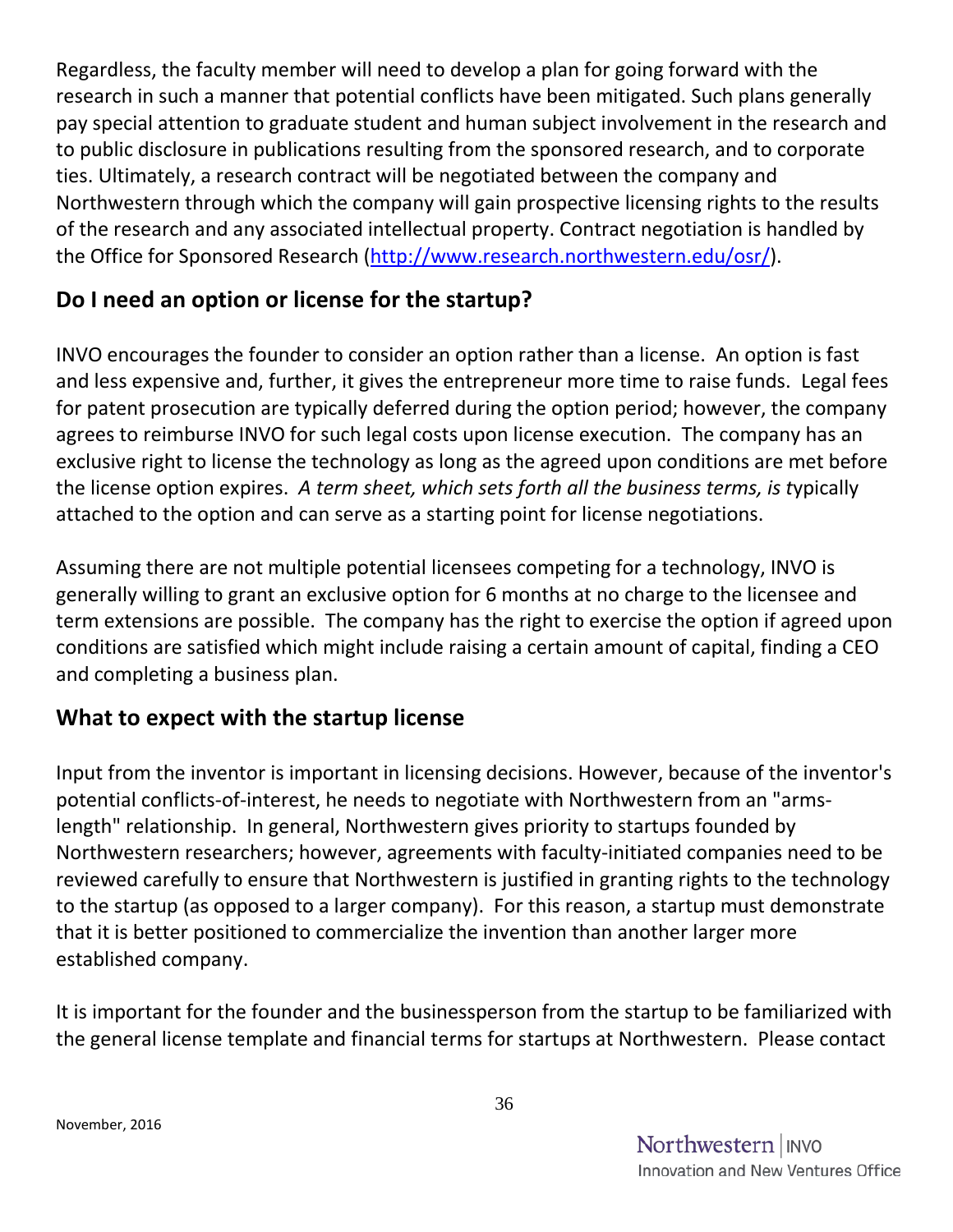Regardless, the faculty member will need to develop a plan for going forward with the research in such a manner that potential conflicts have been mitigated. Such plans generally pay special attention to graduate student and human subject involvement in the research and to public disclosure in publications resulting from the sponsored research, and to corporate ties. Ultimately, a research contract will be negotiated between the company and Northwestern through which the company will gain prospective licensing rights to the results of the research and any associated intellectual property. Contract negotiation is handled by the Office for Sponsored Research (http://www.research.northwestern.edu/osr/).

## Do I need an option or license for the startup?

INVO encourages the founder to consider an option rather than a license. An option is fast and less expensive and, further, it gives the entrepreneur more time to raise funds. Legal fees for patent prosecution are typically deferred during the option period; however, the company agrees to reimburse INVO for such legal costs upon license execution. The company has an exclusive right to license the technology as long as the agreed upon conditions are met before the license option expires. *A term sheet, which sets forth all the business terms, is t*ypically attached to the option and can serve as a starting point for license negotiations.

Assuming there are not multiple potential licensees competing for a technology, INVO is generally willing to grant an exclusive option for 6 months at no charge to the licensee and term extensions are possible. The company has the right to exercise the option if agreed upon conditions are satisfied which might include raising a certain amount of capital, finding a CEO and completing a business plan.

## What to expect with the startup license

Input from the inventor is important in licensing decisions. However, because of the inventor's potential conflicts-of-interest, he needs to negotiate with Northwestern from an "arms-length" relationship. In general, Northwestern gives priority to startups founded by Northwestern researchers; however, agreements with faculty-initiated companies need to be reviewed carefully to ensure that Northwestern is justified in granting rights to the technology to the startup (as opposed to a larger company). For this reason, a startup must demonstrate that it is better positioned to commercialize the invention than another larger more established company.

It is important for the founder and the businessperson from the startup to be familiarized with the general license template and financial terms for startups at Northwestern. Please contact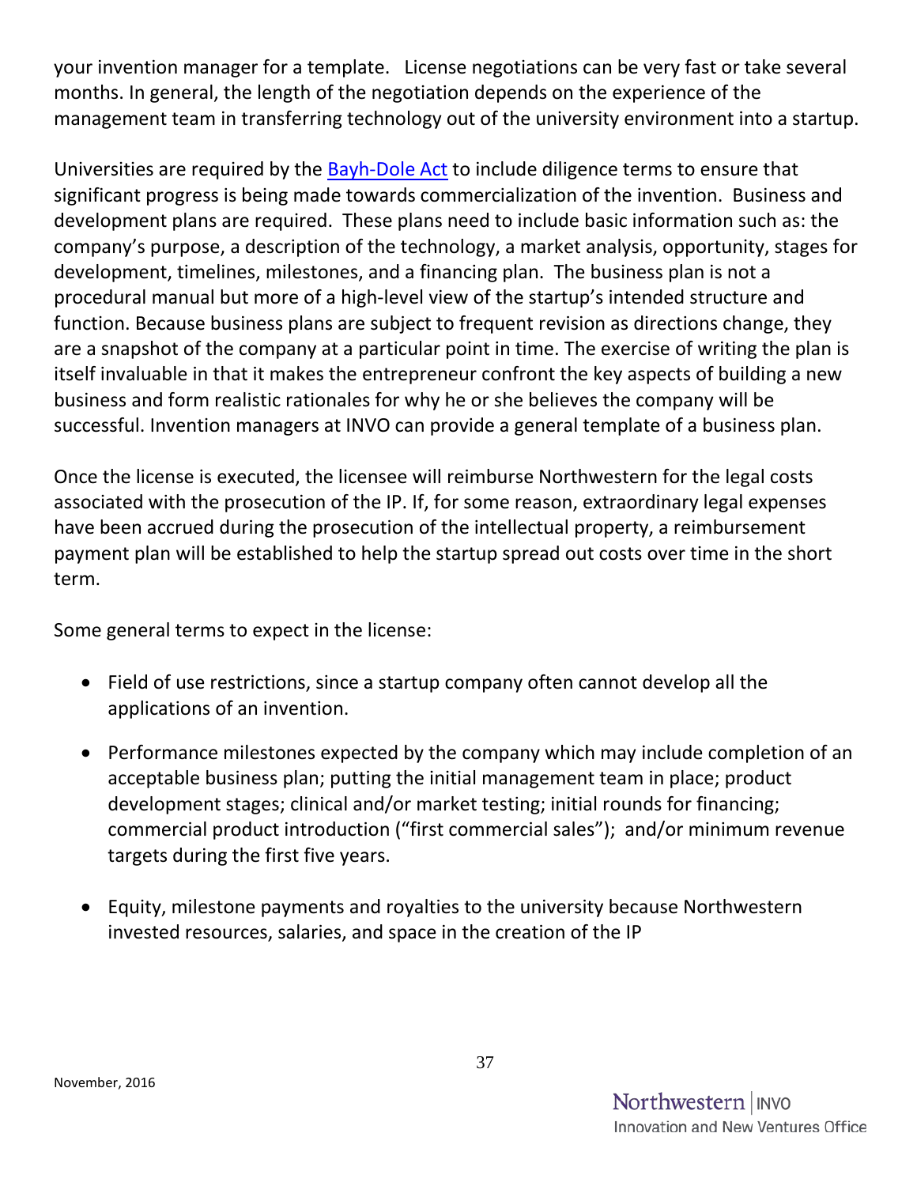your invention manager for a template. License negotiations can be very fast or take several months. In general, the length of the negotiation depends on the experience of the management team in transferring technology out of the university environment into a startup.

Universities are required by the [Bayh-Dole Act](#) to include diligence terms to ensure that significant progress is being made towards commercialization of the invention. Business and development plans are required. These plans need to include basic information such as: the company's purpose, a description of the technology, a market analysis, opportunity, stages for development, timelines, milestones, and a financing plan. The business plan is not a procedural manual but more of a high-level view of the startup's intended structure and function. Because business plans are subject to frequent revision as directions change, they are a snapshot of the company at a particular point in time. The exercise of writing the plan is itself invaluable in that it makes the entrepreneur confront the key aspects of building a new business and form realistic rationales for why he or she believes the company will be successful. Invention managers at INVO can provide a general template of a business plan.

Once the license is executed, the licensee will reimburse Northwestern for the legal costs associated with the prosecution of the IP. If, for some reason, extraordinary legal expenses have been accrued during the prosecution of the intellectual property, a reimbursement payment plan will be established to help the startup spread out costs over time in the short term.

Some general terms to expect in the license:

- Field of use restrictions, since a startup company often cannot develop all the applications of an invention.
- Performance milestones expected by the company which may include completion of an acceptable business plan; putting the initial management team in place; product development stages; clinical and/or market testing; initial rounds for financing; commercial product introduction ("first commercial sales"); and/or minimum revenue targets during the first five years.
- Equity, milestone payments and royalties to the university because Northwestern invested resources, salaries, and space in the creation of the IP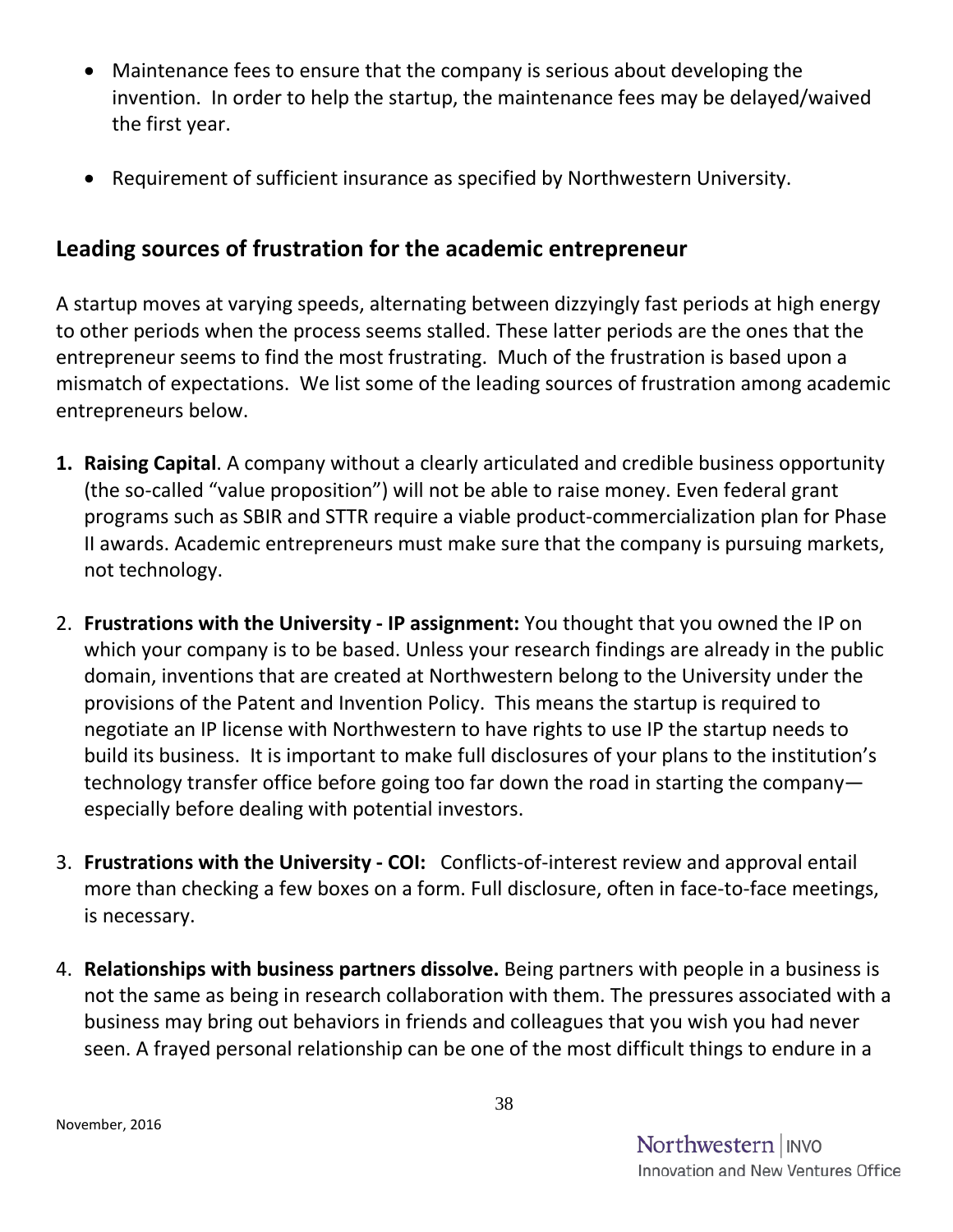- Maintenance fees to ensure that the company is serious about developing the invention. In order to help the startup, the maintenance fees may be delayed/waived the first year.

- Requirement of sufficient insurance as specified by Northwestern University.

## Leading sources of frustration for the academic entrepreneur

A startup moves at varying speeds, alternating between dizzyingly fast periods at high energy to other periods when the process seems stalled. These latter periods are the ones that the entrepreneur seems to find the most frustrating. Much of the frustration is based upon a mismatch of expectations. We list some of the leading sources of frustration among academic entrepreneurs below.

1. **Raising Capital**. A company without a clearly articulated and credible business opportunity (the so-called "value proposition") will not be able to raise money. Even federal grant programs such as SBIR and STTR require a viable product-commercialization plan for Phase II awards. Academic entrepreneurs must make sure that the company is pursuing markets, not technology.

2. **Frustrations with the University - IP assignment:** You thought that you owned the IP on which your company is to be based. Unless your research findings are already in the public domain, inventions that are created at Northwestern belong to the University under the provisions of the Patent and Invention Policy. This means the startup is required to negotiate an IP license with Northwestern to have rights to use IP the startup needs to build its business. It is important to make full disclosures of your plans to the institution's technology transfer office before going too far down the road in starting the company—especially before dealing with potential investors.

3. **Frustrations with the University - COI:** Conflicts-of-interest review and approval entail more than checking a few boxes on a form. Full disclosure, often in face-to-face meetings, is necessary.

4. **Relationships with business partners dissolve.** Being partners with people in a business is not the same as being in research collaboration with them. The pressures associated with a business may bring out behaviors in friends and colleagues that you wish you had never seen. A frayed personal relationship can be one of the most difficult things to endure in a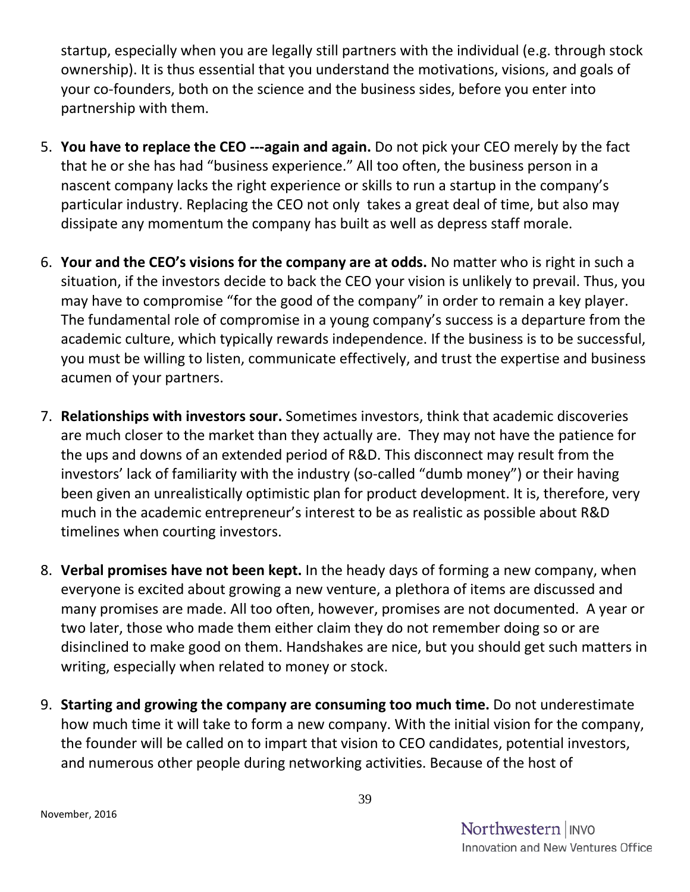startup, especially when you are legally still partners with the individual (e.g. through stock ownership). It is thus essential that you understand the motivations, visions, and goals of your co-founders, both on the science and the business sides, before you enter into partnership with them.

5. **You have to replace the CEO ---again and again.** Do not pick your CEO merely by the fact that he or she has had "business experience." All too often, the business person in a nascent company lacks the right experience or skills to run a startup in the company's particular industry. Replacing the CEO not only takes a great deal of time, but also may dissipate any momentum the company has built as well as depress staff morale.

6. **Your and the CEO's visions for the company are at odds.** No matter who is right in such a situation, if the investors decide to back the CEO your vision is unlikely to prevail. Thus, you may have to compromise "for the good of the company" in order to remain a key player. The fundamental role of compromise in a young company's success is a departure from the academic culture, which typically rewards independence. If the business is to be successful, you must be willing to listen, communicate effectively, and trust the expertise and business acumen of your partners.

7. **Relationships with investors sour.** Sometimes investors, think that academic discoveries are much closer to the market than they actually are. They may not have the patience for the ups and downs of an extended period of R&D. This disconnect may result from the investors' lack of familiarity with the industry (so-called "dumb money") or their having been given an unrealistically optimistic plan for product development. It is, therefore, very much in the academic entrepreneur's interest to be as realistic as possible about R&D timelines when courting investors.

8. **Verbal promises have not been kept.** In the heady days of forming a new company, when everyone is excited about growing a new venture, a plethora of items are discussed and many promises are made. All too often, however, promises are not documented. A year or two later, those who made them either claim they do not remember doing so or are disinclined to make good on them. Handshakes are nice, but you should get such matters in writing, especially when related to money or stock.

9. **Starting and growing the company are consuming too much time.** Do not underestimate how much time it will take to form a new company. With the initial vision for the company, the founder will be called on to impart that vision to CEO candidates, potential investors, and numerous other people during networking activities. Because of the host of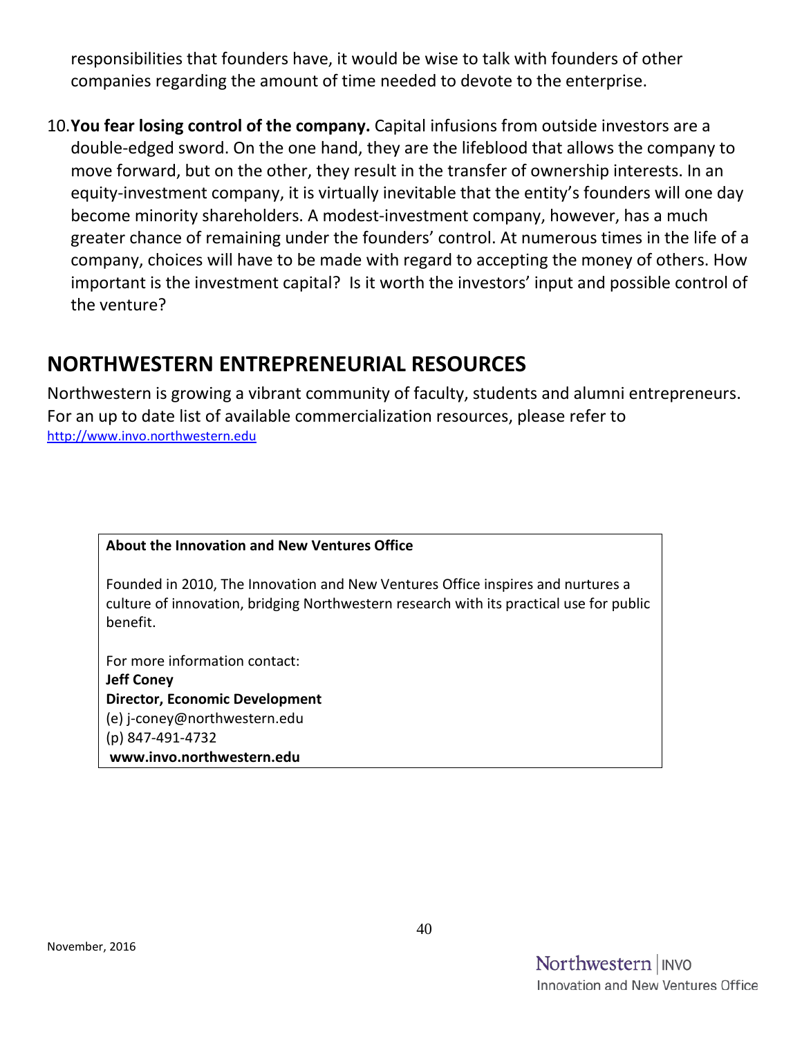responsibilities that founders have, it would be wise to talk with founders of other companies regarding the amount of time needed to devote to the enterprise.

10. **You fear losing control of the company.** Capital infusions from outside investors are a double-edged sword. On the one hand, they are the lifeblood that allows the company to move forward, but on the other, they result in the transfer of ownership interests. In an equity-investment company, it is virtually inevitable that the entity's founders will one day become minority shareholders. A modest-investment company, however, has a much greater chance of remaining under the founders' control. At numerous times in the life of a company, choices will have to be made with regard to accepting the money of others. How important is the investment capital? Is it worth the investors' input and possible control of the venture?

## NORTHWESTERN ENTREPRENEURIAL RESOURCES

Northwestern is growing a vibrant community of faculty, students and alumni entrepreneurs. For an up to date list of available commercialization resources, please refer to http://www.invo.northwestern.edu

**About the Innovation and New Ventures Office**

Founded in 2010, The Innovation and New Ventures Office inspires and nurtures a culture of innovation, bridging Northwestern research with its practical use for public benefit.

For more information contact:
**Jeff Coney**
**Director, Economic Development**
(e) j-coney@northwestern.edu
(p) 847-491-4732
**www.invo.northwestern.edu**